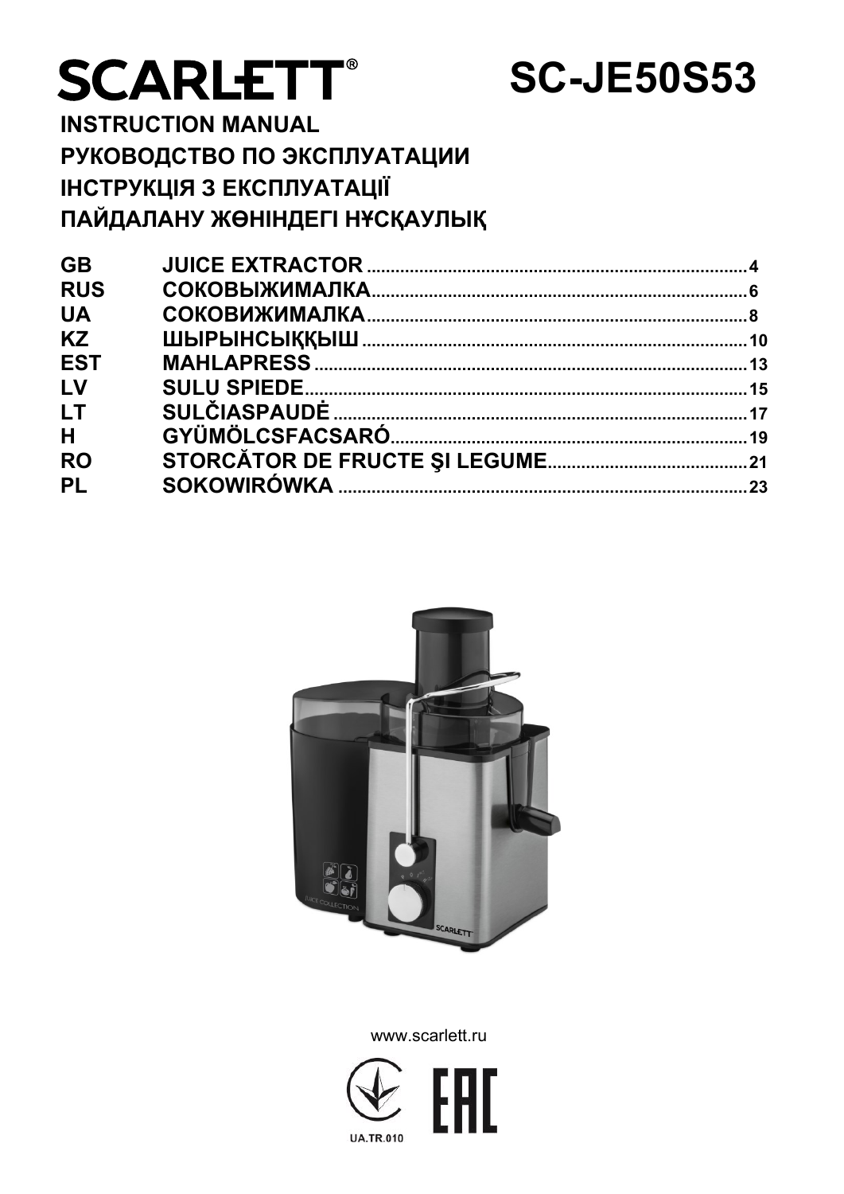# SCARLETT® SC-JE50S53

**INSTRUCTION MANUAL**
**РУКОВОДСТВО ПО ЭКСПЛУАТАЦИИ**
**ІНСТРУКЦІЯ З ЕКСПЛУАТАЦІЇ**
**ПАЙДАЛАНУ ЖӨНІНДЕГІ НҰСҚАУЛЫҚ**

| | | |
|---|---|---|
| **GB** | **JUICE EXTRACTOR** | **4** |
| **RUS** | **СОКОВЫЖИМАЛКА** | **6** |
| **UA** | **СОКОВИЖИМАЛКА** | **8** |
| **KZ** | **ШЫРЫНСЫҚҚЫШ** | **10** |
| **EST** | **MAHLAPRESS** | **13** |
| **LV** | **SULU SPIEDE** | **15** |
| **LT** | **SULČIASPAUDĖ** | **17** |
| **H** | **GYÜMÖLCSFACSARÓ** | **19** |
| **RO** | **STORCĂTOR DE FRUCTE ŞI LEGUME** | **21** |
| **PL** | **SOKOWIRÓWKA** | **23** |

www.scarlett.ru

UA.TR.010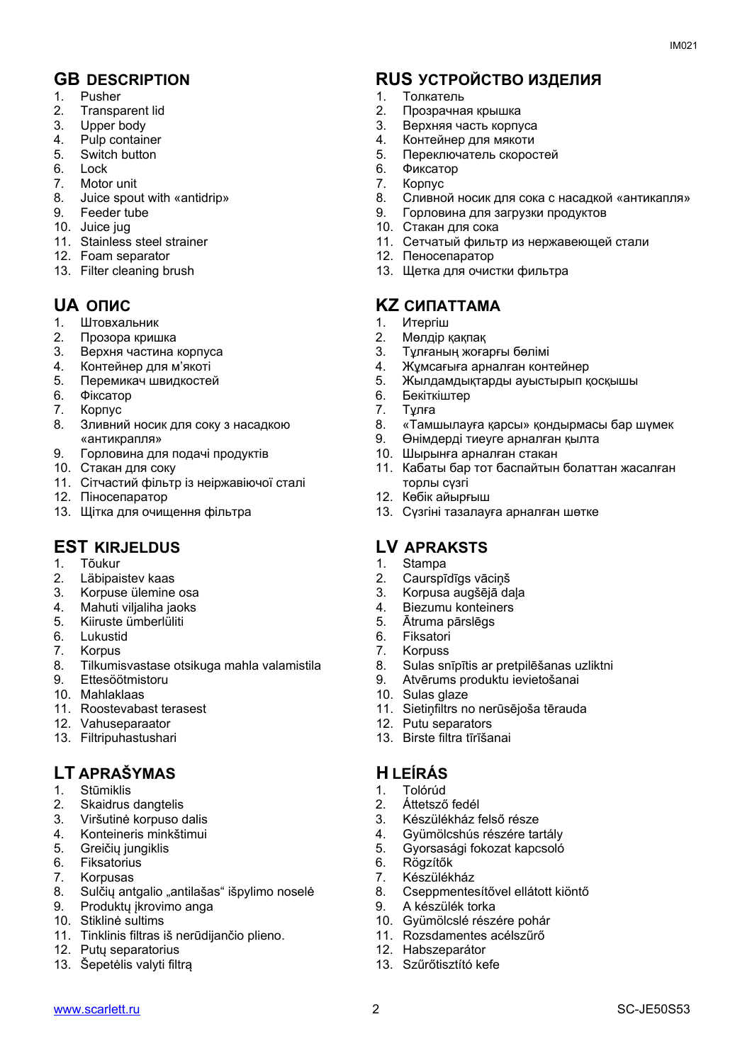## GB DESCRIPTION

1. Pusher
2. Transparent lid
3. Upper body
4. Pulp container
5. Switch button
6. Lock
7. Motor unit
8. Juice spout with «antidrip»
9. Feeder tube
10. Juice jug
11. Stainless steel strainer
12. Foam separator
13. Filter cleaning brush

## RUS УСТРОЙСТВО ИЗДЕЛИЯ

1. Толкатель
2. Прозрачная крышка
3. Верхняя часть корпуса
4. Контейнер для мякоти
5. Переключатель скоростей
6. Фиксатор
7. Корпус
8. Сливной носик для сока с насадкой «антикапля»
9. Горловина для загрузки продуктов
10. Стакан для сока
11. Сетчатый фильтр из нержавеющей стали
12. Пеносепаратор
13. Щетка для очистки фильтра

## UA ОПИС

1. Штовхальник
2. Прозора кришка
3. Верхня частина корпуса
4. Контейнер для м'якоті
5. Перемикач швидкостей
6. Фіксатор
7. Корпус
8. Зливний носик для соку з насадкою «антикрапля»
9. Горловина для подачі продуктів
10. Стакан для соку
11. Сітчастий фільтр із неіржавіючої сталі
12. Піносепаратор
13. Щітка для очищення фільтра

## KZ СИПАТТАМА

1. Итергіш
2. Мөлдір қақпақ
3. Тұлғаның жоғарғы бөлімі
4. Жұмсағыға арналған контейнер
5. Жылдамдықтарды ауыстырып қосқышы
6. Бекіткіштер
7. Тұлға
8. «Тамшылауға қарсы» қондырмасы бар шүмек
9. Өнімдерді тиеуге арналған қылта
10. Шырынға арналған стакан
11. Кабаты бар тот баспайтын болаттан жасалған торлы сүзгі
12. Көбік айырғыш
13. Сүзгіні тазалауға арналған шөтке

## EST KIRJELDUS

1. Tõukur
2. Läbipaistev kaas
3. Korpuse ülemine osa
4. Mahuti viljaliha jaoks
5. Kiiruste ümberlüliti
6. Lukustid
7. Korpus
8. Tilkumisvastase otsikuga mahla valamistila
9. Ettesöötmistoru
10. Mahlaklaas
11. Roostevabast terasest
12. Vahuseparaator
13. Filtripuhastushari

## LV APRAKSTS

1. Stampa
2. Caurspīdīgs vāciņš
3. Korpusa augšējā daļa
4. Biezumu konteiners
5. Ātruma pārslēgs
6. Fiksatori
7. Korpuss
8. Sulas snīpītis ar pretpilēšanas uzliktni
9. Atvērums produktu ievietošanai
10. Sulas glaze
11. Sietiņfiltrs no nerūsējoša tērauda
12. Putu separators
13. Birste filtra tīrīšanai

## LT APRAŠYMAS

1. Stūmiklis
2. Skaidrus dangtelis
3. Viršutinė korpuso dalis
4. Konteineris minkštimui
5. Greičių jungiklis
6. Fiksatorius
7. Korpusas
8. Sulčių antgalio „antilašas" išpylimo noselė
9. Produktų įkrovimo anga
10. Stiklinė sultims
11. Tinklinis filtras iš nerūdijančio plieno.
12. Putų separatorius
13. Šepetėlis valyti filtrą

## H LEÍRÁS

1. Tolórúd
2. Áttetsző fedél
3. Készülékház felső része
4. Gyümölcshús részére tartály
5. Gyorsasági fokozat kapcsoló
6. Rögzítők
7. Készülékház
8. Cseppmentesítővel ellátott kiöntő
9. A készülék torka
10. Gyümölcslé részére pohár
11. Rozsdamentes acélszűrő
12. Habszeparátor
13. Szűrőtisztító kefe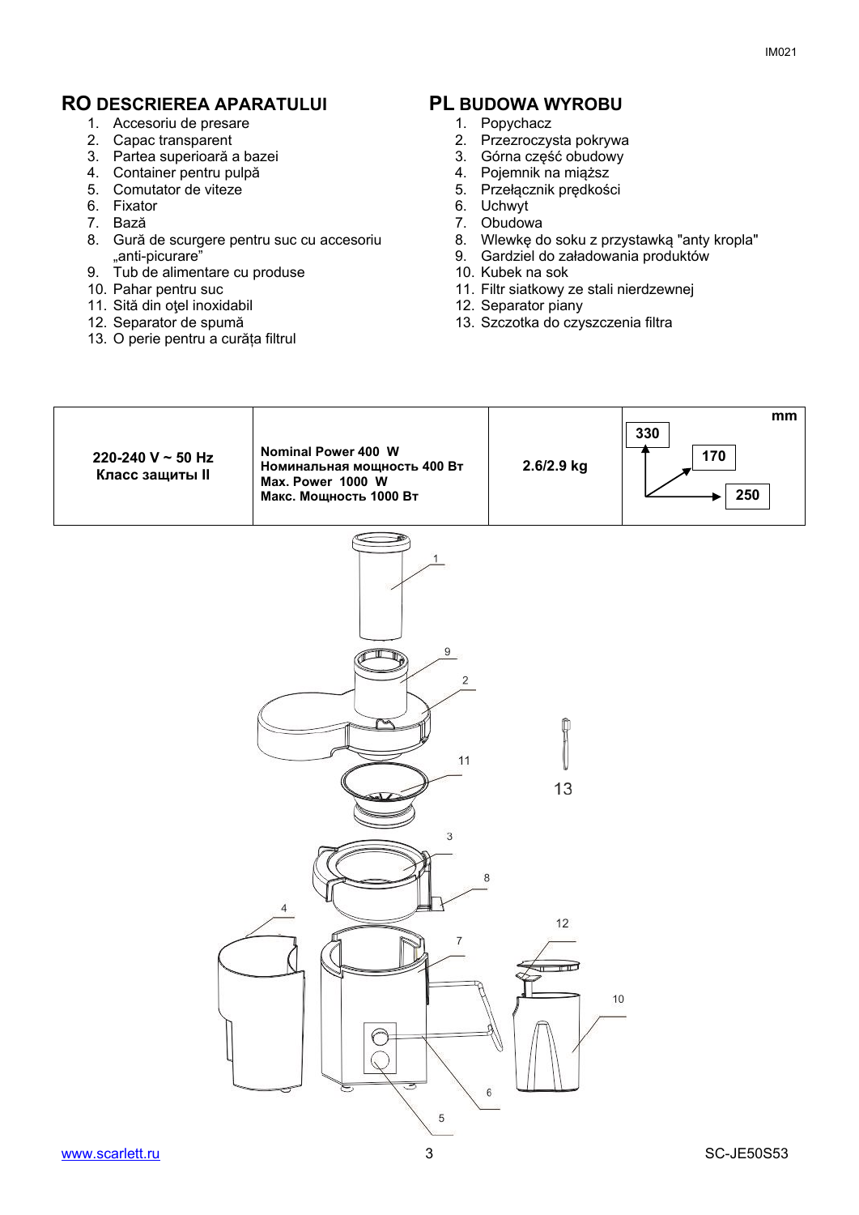## RO DESCRIEREA APARATULUI

1. Accesoriu de presare
2. Capac transparent
3. Partea superioară a bazei
4. Container pentru pulpă
5. Comutator de viteze
6. Fixator
7. Bază
8. Gură de scurgere pentru suc cu accesoriu „anti-picurare"
9. Tub de alimentare cu produse
10. Pahar pentru suc
11. Sită din oţel inoxidabil
12. Separator de spumă
13. O perie pentru a curăța filtrul

## PL BUDOWA WYROBU

1. Popychacz
2. Przezroczysta pokrywa
3. Górna część obudowy
4. Pojemnik na miąższ
5. Przełącznik prędkości
6. Uchwyt
7. Obudowa
8. Wlewkę do soku z przystawką "anty kropla"
9. Gardziel do załadowania produktów
10. Kubek na sok
11. Filtr siatkowy ze stali nierdzewnej
12. Separator piany
13. Szczotka do czyszczenia filtra

| 220-240 V ~ 50 Hz<br>Класс защиты II | Nominal Power 400 W<br>Номинальная мощность 400 Вт<br>Max. Power 1000 W<br>Макс. Мощность 1000 Вт | 2.6/2.9 kg | mm<br>330<br>170<br>250 |
|---|---|---|---|

1, 9, 2, 11, 13, 3, 8, 4, 12, 7, 10, 6, 5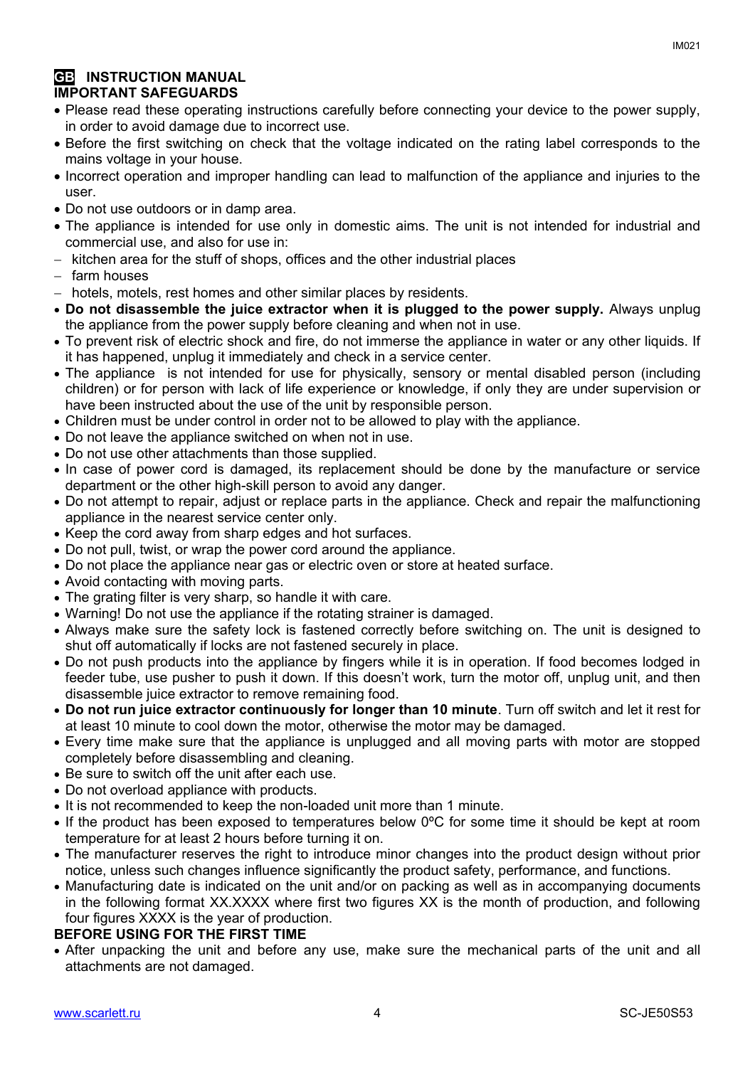## GB INSTRUCTION MANUAL

### IMPORTANT SAFEGUARDS

- Please read these operating instructions carefully before connecting your device to the power supply, in order to avoid damage due to incorrect use.
- Before the first switching on check that the voltage indicated on the rating label corresponds to the mains voltage in your house.
- Incorrect operation and improper handling can lead to malfunction of the appliance and injuries to the user.
- Do not use outdoors or in damp area.
- The appliance is intended for use only in domestic aims. The unit is not intended for industrial and commercial use, and also for use in:
  - kitchen area for the stuff of shops, offices and the other industrial places
  - farm houses
  - hotels, motels, rest homes and other similar places by residents.
- **Do not disassemble the juice extractor when it is plugged to the power supply.** Always unplug the appliance from the power supply before cleaning and when not in use.
- To prevent risk of electric shock and fire, do not immerse the appliance in water or any other liquids. If it has happened, unplug it immediately and check in a service center.
- The appliance is not intended for use for physically, sensory or mental disabled person (including children) or for person with lack of life experience or knowledge, if only they are under supervision or have been instructed about the use of the unit by responsible person.
- Children must be under control in order not to be allowed to play with the appliance.
- Do not leave the appliance switched on when not in use.
- Do not use other attachments than those supplied.
- In case of power cord is damaged, its replacement should be done by the manufacture or service department or the other high-skill person to avoid any danger.
- Do not attempt to repair, adjust or replace parts in the appliance. Check and repair the malfunctioning appliance in the nearest service center only.
- Keep the cord away from sharp edges and hot surfaces.
- Do not pull, twist, or wrap the power cord around the appliance.
- Do not place the appliance near gas or electric oven or store at heated surface.
- Avoid contacting with moving parts.
- The grating filter is very sharp, so handle it with care.
- Warning! Do not use the appliance if the rotating strainer is damaged.
- Always make sure the safety lock is fastened correctly before switching on. The unit is designed to shut off automatically if locks are not fastened securely in place.
- Do not push products into the appliance by fingers while it is in operation. If food becomes lodged in feeder tube, use pusher to push it down. If this doesn't work, turn the motor off, unplug unit, and then disassemble juice extractor to remove remaining food.
- **Do not run juice extractor continuously for longer than 10 minute**. Turn off switch and let it rest for at least 10 minute to cool down the motor, otherwise the motor may be damaged.
- Every time make sure that the appliance is unplugged and all moving parts with motor are stopped completely before disassembling and cleaning.
- Be sure to switch off the unit after each use.
- Do not overload appliance with products.
- It is not recommended to keep the non-loaded unit more than 1 minute.
- If the product has been exposed to temperatures below 0ºC for some time it should be kept at room temperature for at least 2 hours before turning it on.
- The manufacturer reserves the right to introduce minor changes into the product design without prior notice, unless such changes influence significantly the product safety, performance, and functions.
- Manufacturing date is indicated on the unit and/or on packing as well as in accompanying documents in the following format XX.XXXX where first two figures XX is the month of production, and following four figures XXXX is the year of production.

### BEFORE USING FOR THE FIRST TIME

- After unpacking the unit and before any use, make sure the mechanical parts of the unit and all attachments are not damaged.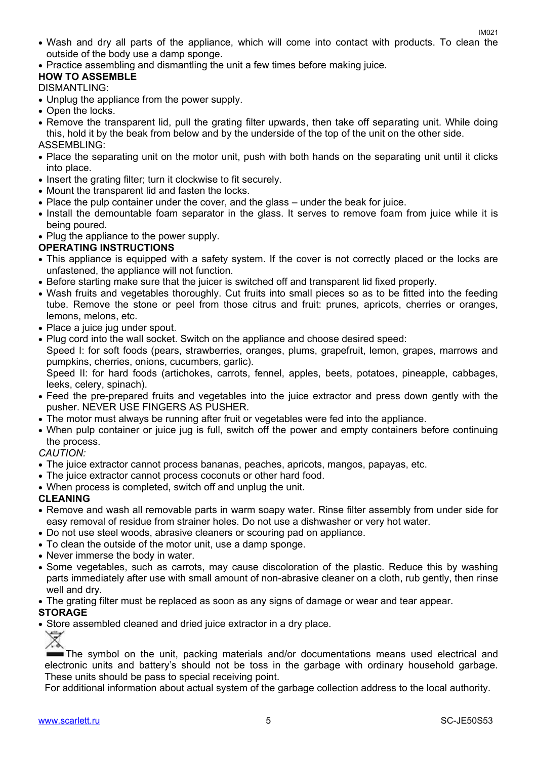- Wash and dry all parts of the appliance, which will come into contact with products. To clean the outside of the body use a damp sponge.
- Practice assembling and dismantling the unit a few times before making juice.

**HOW TO ASSEMBLE**

DISMANTLING:

- Unplug the appliance from the power supply.
- Open the locks.
- Remove the transparent lid, pull the grating filter upwards, then take off separating unit. While doing this, hold it by the beak from below and by the underside of the top of the unit on the other side.

ASSEMBLING:

- Place the separating unit on the motor unit, push with both hands on the separating unit until it clicks into place.
- Insert the grating filter; turn it clockwise to fit securely.
- Mount the transparent lid and fasten the locks.
- Place the pulp container under the cover, and the glass – under the beak for juice.
- Install the demountable foam separator in the glass. It serves to remove foam from juice while it is being poured.
- Plug the appliance to the power supply.

**OPERATING INSTRUCTIONS**

- This appliance is equipped with a safety system. If the cover is not correctly placed or the locks are unfastened, the appliance will not function.
- Before starting make sure that the juicer is switched off and transparent lid fixed properly.
- Wash fruits and vegetables thoroughly. Cut fruits into small pieces so as to be fitted into the feeding tube. Remove the stone or peel from those citrus and fruit: prunes, apricots, cherries or oranges, lemons, melons, etc.
- Place a juice jug under spout.
- Plug cord into the wall socket. Switch on the appliance and choose desired speed:
  Speed I: for soft foods (pears, strawberries, oranges, plums, grapefruit, lemon, grapes, marrows and pumpkins, cherries, onions, cucumbers, garlic).
  Speed II: for hard foods (artichokes, carrots, fennel, apples, beets, potatoes, pineapple, cabbages, leeks, celery, spinach).
- Feed the pre-prepared fruits and vegetables into the juice extractor and press down gently with the pusher. NEVER USE FINGERS AS PUSHER.
- The motor must always be running after fruit or vegetables were fed into the appliance.
- When pulp container or juice jug is full, switch off the power and empty containers before continuing the process.

*CAUTION:*

- The juice extractor cannot process bananas, peaches, apricots, mangos, papayas, etc.
- The juice extractor cannot process coconuts or other hard food.
- When process is completed, switch off and unplug the unit.

**CLEANING**

- Remove and wash all removable parts in warm soapy water. Rinse filter assembly from under side for easy removal of residue from strainer holes. Do not use a dishwasher or very hot water.
- Do not use steel woods, abrasive cleaners or scouring pad on appliance.
- To clean the outside of the motor unit, use a damp sponge.
- Never immerse the body in water.
- Some vegetables, such as carrots, may cause discoloration of the plastic. Reduce this by washing parts immediately after use with small amount of non-abrasive cleaner on a cloth, rub gently, then rinse well and dry.
- The grating filter must be replaced as soon as any signs of damage or wear and tear appear.

**STORAGE**

- Store assembled cleaned and dried juice extractor in a dry place.

The symbol on the unit, packing materials and/or documentations means used electrical and electronic units and battery's should not be toss in the garbage with ordinary household garbage. These units should be pass to special receiving point.

For additional information about actual system of the garbage collection address to the local authority.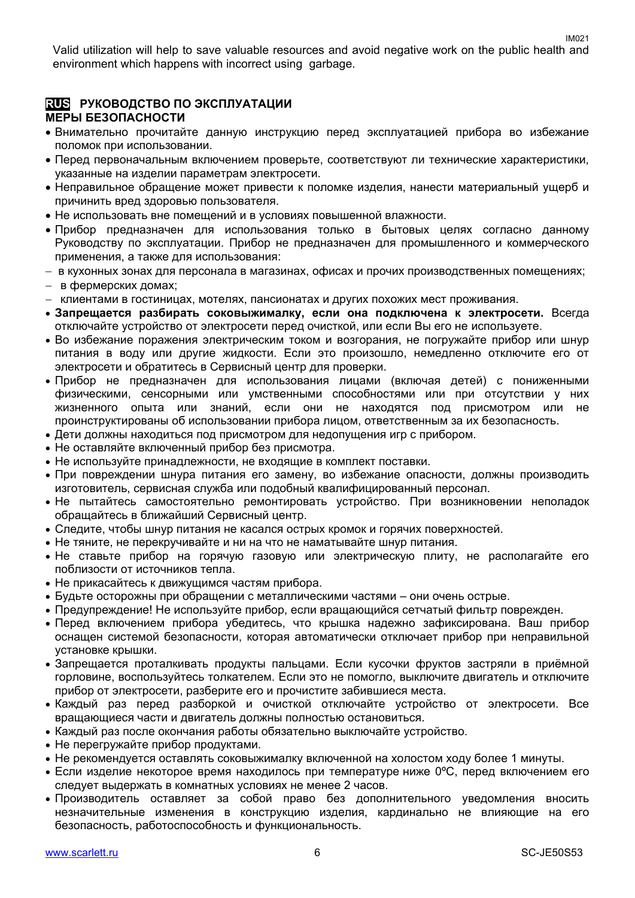Valid utilization will help to save valuable resources and avoid negative work on the public health and environment which happens with incorrect using garbage.

## RUS РУКОВОДСТВО ПО ЭКСПЛУАТАЦИИ

### МЕРЫ БЕЗОПАСНОСТИ

- Внимательно прочитайте данную инструкцию перед эксплуатацией прибора во избежание поломок при использовании.
- Перед первоначальным включением проверьте, соответствуют ли технические характеристики, указанные на изделии параметрам электросети.
- Неправильное обращение может привести к поломке изделия, нанести материальный ущерб и причинить вред здоровью пользователя.
- Не использовать вне помещений и в условиях повышенной влажности.
- Прибор предназначен для использования только в бытовых целях согласно данному Руководству по эксплуатации. Прибор не предназначен для промышленного и коммерческого применения, а также для использования:
  - в кухонных зонах для персонала в магазинах, офисах и прочих производственных помещениях;
  - в фермерских домах;
  - клиентами в гостиницах, мотелях, пансионатах и других похожих мест проживания.
- **Запрещается разбирать соковыжималку, если она подключена к электросети.** Всегда отключайте устройство от электросети перед очисткой, или если Вы его не используете.
- Во избежание поражения электрическим током и возгорания, не погружайте прибор или шнур питания в воду или другие жидкости. Если это произошло, немедленно отключите его от электросети и обратитесь в Сервисный центр для проверки.
- Прибор не предназначен для использования лицами (включая детей) с пониженными физическими, сенсорными или умственными способностями или при отсутствии у них жизненного опыта или знаний, если они не находятся под присмотром или не проинструктированы об использовании прибора лицом, ответственным за их безопасность.
- Дети должны находиться под присмотром для недопущения игр с прибором.
- Не оставляйте включенный прибор без присмотра.
- Не используйте принадлежности, не входящие в комплект поставки.
- При повреждении шнура питания его замену, во избежание опасности, должны производить изготовитель, сервисная служба или подобный квалифицированный персонал.
- Не пытайтесь самостоятельно ремонтировать устройство. При возникновении неполадок обращайтесь в ближайший Сервисный центр.
- Следите, чтобы шнур питания не касался острых кромок и горячих поверхностей.
- Не тяните, не перекручивайте и ни на что не наматывайте шнур питания.
- Не ставьте прибор на горячую газовую или электрическую плиту, не располагайте его поблизости от источников тепла.
- Не прикасайтесь к движущимся частям прибора.
- Будьте осторожны при обращении с металлическими частями – они очень острые.
- Предупреждение! Не используйте прибор, если вращающийся сетчатый фильтр поврежден.
- Перед включением прибора убедитесь, что крышка надежно зафиксирована. Ваш прибор оснащен системой безопасности, которая автоматически отключает прибор при неправильной установке крышки.
- Запрещается проталкивать продукты пальцами. Если кусочки фруктов застряли в приёмной горловине, воспользуйтесь толкателем. Если это не помогло, выключите двигатель и отключите прибор от электросети, разберите его и прочистите забившиеся места.
- Каждый раз перед разборкой и очисткой отключайте устройство от электросети. Все вращающиеся части и двигатель должны полностью остановиться.
- Каждый раз после окончания работы обязательно выключайте устройство.
- Не перегружайте прибор продуктами.
- Не рекомендуется оставлять соковыжималку включенной на холостом ходу более 1 минуты.
- Если изделие некоторое время находилось при температуре ниже 0ºC, перед включением его следует выдержать в комнатных условиях не менее 2 часов.
- Производитель оставляет за собой право без дополнительного уведомления вносить незначительные изменения в конструкцию изделия, кардинально не влияющие на его безопасность, работоспособность и функциональность.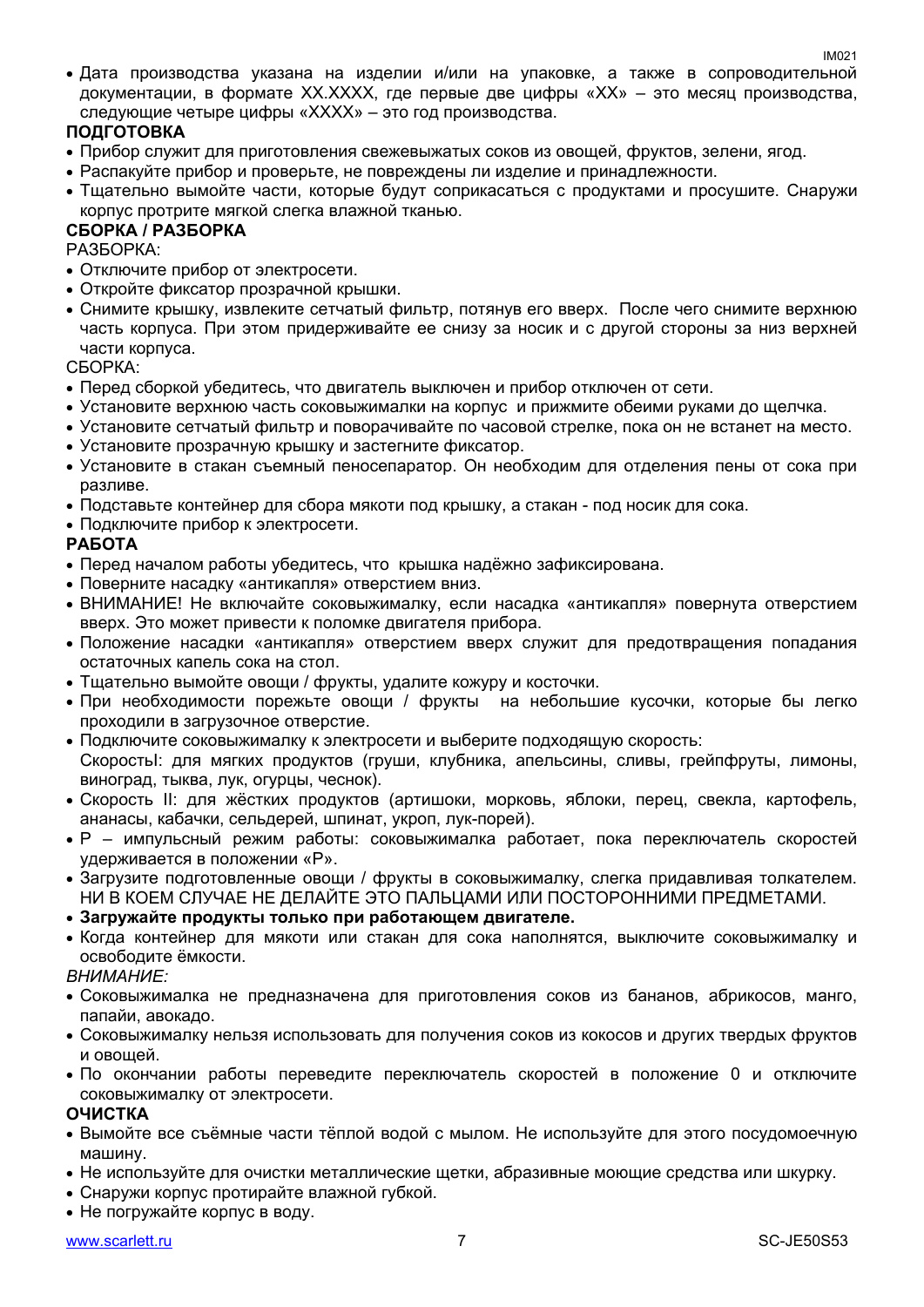- Дата производства указана на изделии и/или на упаковке, а также в сопроводительной документации, в формате XX.XXXX, где первые две цифры «XX» – это месяц производства, следующие четыре цифры «XXXX» – это год производства.

**ПОДГОТОВКА**

- Прибор служит для приготовления свежевыжатых соков из овощей, фруктов, зелени, ягод.
- Распакуйте прибор и проверьте, не повреждены ли изделие и принадлежности.
- Тщательно вымойте части, которые будут соприкасаться с продуктами и просушите. Снаружи корпус протрите мягкой слегка влажной тканью.

**СБОРКА / РАЗБОРКА**

РАЗБОРКА:

- Отключите прибор от электросети.
- Откройте фиксатор прозрачной крышки.
- Снимите крышку, извлеките сетчатый фильтр, потянув его вверх. После чего снимите верхнюю часть корпуса. При этом придерживайте ее снизу за носик и с другой стороны за низ верхней части корпуса.

СБОРКА:

- Перед сборкой убедитесь, что двигатель выключен и прибор отключен от сети.
- Установите верхнюю часть соковыжималки на корпус и прижмите обеими руками до щелчка.
- Установите сетчатый фильтр и поворачивайте по часовой стрелке, пока он не встанет на место.
- Установите прозрачную крышку и застегните фиксатор.
- Установите в стакан съемный пеносепаратор. Он необходим для отделения пены от сока при разливе.
- Подставьте контейнер для сбора мякоти под крышку, а стакан - под носик для сока.
- Подключите прибор к электросети.

**РАБОТА**

- Перед началом работы убедитесь, что крышка надёжно зафиксирована.
- Поверните насадку «антикапля» отверстием вниз.
- ВНИМАНИЕ! Не включайте соковыжималку, если насадка «антикапля» повернута отверстием вверх. Это может привести к поломке двигателя прибора.
- Положение насадки «антикапля» отверстием вверх служит для предотвращения попадания остаточных капель сока на стол.
- Тщательно вымойте овощи / фрукты, удалите кожуру и косточки.
- При необходимости порежьте овощи / фрукты на небольшие кусочки, которые бы легко проходили в загрузочное отверстие.
- Подключите соковыжималку к электросети и выберите подходящую скорость:
  СкоростьI: для мягких продуктов (груши, клубника, апельсины, сливы, грейпфруты, лимоны, виноград, тыква, лук, огурцы, чеснок).
- Скорость II: для жёстких продуктов (артишоки, морковь, яблоки, перец, свекла, картофель, ананасы, кабачки, сельдерей, шпинат, укроп, лук-порей).
- P – импульсный режим работы: соковыжималка работает, пока переключатель скоростей удерживается в положении «P».
- Загрузите подготовленные овощи / фрукты в соковыжималку, слегка придавливая толкателем. НИ В КОЕМ СЛУЧАЕ НЕ ДЕЛАЙТЕ ЭТО ПАЛЬЦАМИ ИЛИ ПОСТОРОННИМИ ПРЕДМЕТАМИ.
- **Загружайте продукты только при работающем двигателе.**
- Когда контейнер для мякоти или стакан для сока наполнятся, выключите соковыжималку и освободите ёмкости.

*ВНИМАНИЕ:*

- Соковыжималка не предназначена для приготовления соков из бананов, абрикосов, манго, папайи, авокадо.
- Соковыжималку нельзя использовать для получения соков из кокосов и других твердых фруктов и овощей.
- По окончании работы переведите переключатель скоростей в положение 0 и отключите соковыжималку от электросети.

**ОЧИСТКА**

- Вымойте все съёмные части тёплой водой с мылом. Не используйте для этого посудомоечную машину.
- Не используйте для очистки металлические щетки, абразивные моющие средства или шкурку.
- Снаружи корпус протирайте влажной губкой.
- Не погружайте корпус в воду.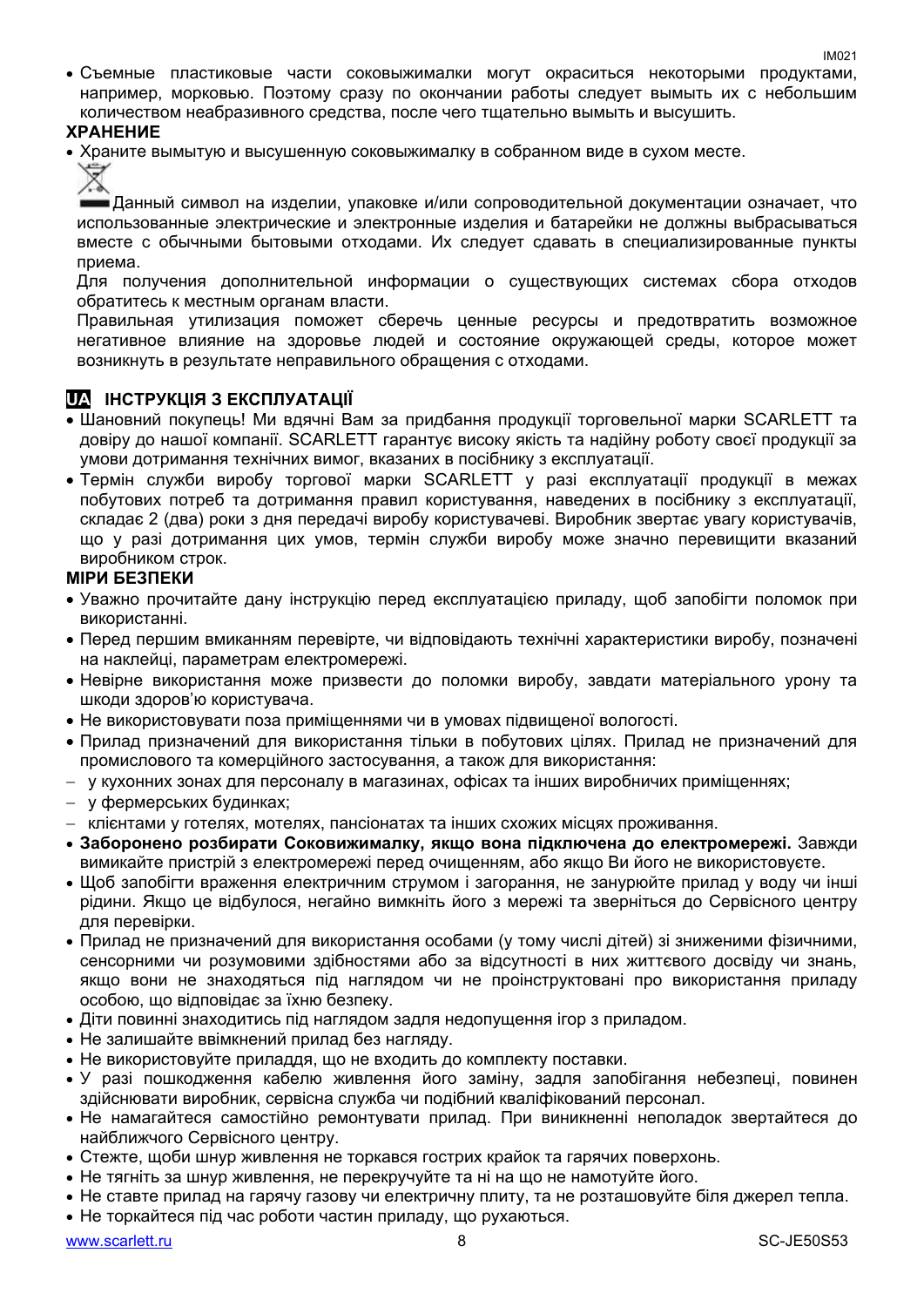- Съемные пластиковые части соковыжималки могут окраситься некоторыми продуктами, например, морковью. Поэтому сразу по окончании работы следует вымыть их с небольшим количеством неабразивного средства, после чего тщательно вымыть и высушить.

**ХРАНЕНИЕ**

- Храните вымытую и высушенную соковыжималку в собранном виде в сухом месте.

Данный символ на изделии, упаковке и/или сопроводительной документации означает, что использованные электрические и электронные изделия и батарейки не должны выбрасываться вместе с обычными бытовыми отходами. Их следует сдавать в специализированные пункты приема.

Для получения дополнительной информации о существующих системах сбора отходов обратитесь к местным органам власти.

Правильная утилизация поможет сберечь ценные ресурсы и предотвратить возможное негативное влияние на здоровье людей и состояние окружающей среды, которое может возникнуть в результате неправильного обращения с отходами.

## UA ІНСТРУКЦІЯ З ЕКСПЛУАТАЦІЇ

- Шановний покупець! Ми вдячні Вам за придбання продукції торговельної марки SCARLETT та довіру до нашої компанії. SCARLETT гарантує високу якість та надійну роботу своєї продукції за умови дотримання технічних вимог, вказаних в посібнику з експлуатації.
- Термін служби виробу торгової марки SCARLETT у разі експлуатації продукції в межах побутових потреб та дотримання правил користування, наведених в посібнику з експлуатації, складає 2 (два) роки з дня передачі виробу користувачеві. Виробник звертає увагу користувачів, що у разі дотримання цих умов, термін служби виробу може значно перевищити вказаний виробником строк.

**МІРИ БЕЗПЕКИ**

- Уважно прочитайте дану інструкцію перед експлуатацією приладу, щоб запобігти поломок при використанні.
- Перед першим вмиканням перевірте, чи відповідають технічні характеристики виробу, позначені на наклейці, параметрам електромережі.
- Невірне використання може призвести до поломки виробу, завдати матеріального урону та шкоди здоров'ю користувача.
- Не використовувати поза приміщеннями чи в умовах підвищеної вологості.
- Прилад призначений для використання тільки в побутових цілях. Прилад не призначений для промислового та комерційного застосування, а також для використання:
  - у кухонних зонах для персоналу в магазинах, офісах та інших виробничих приміщеннях;
  - у фермерських будинках;
  - клієнтами у готелях, мотелях, пансіонатах та інших схожих місцях проживання.
- **Заборонено розбирати Соковижималку, якщо вона підключена до електромережі.** Завжди вимикайте пристрій з електромережі перед очищенням, або якщо Ви його не використовуєте.
- Щоб запобігти враження електричним струмом і загорання, не занурюйте прилад у воду чи інші рідини. Якщо це відбулося, негайно вимкніть його з мережі та зверніться до Сервісного центру для перевірки.
- Прилад не призначений для використання особами (у тому числі дітей) зі зниженими фізичними, сенсорними чи розумовими здібностями або за відсутності в них життєвого досвіду чи знань, якщо вони не знаходяться під наглядом чи не проінструктовані про використання приладу особою, що відповідає за їхню безпеку.
- Діти повинні знаходитись під наглядом задля недопущення ігор з приладом.
- Не залишайте ввімкнений прилад без нагляду.
- Не використовуйте приладдя, що не входить до комплекту поставки.
- У разі пошкодження кабелю живлення його заміну, задля запобігання небезпеці, повинен здійснювати виробник, сервісна служба чи подібний кваліфікований персонал.
- Не намагайтеся самостійно ремонтувати прилад. При виникненні неполадок звертайтеся до найближчого Сервісного центру.
- Стежте, щоби шнур живлення не торкався гострих крайок та гарячих поверхонь.
- Не тягніть за шнур живлення, не перекручуйте та ні на що не намотуйте його.
- Не ставте прилад на гарячу газову чи електричну плиту, та не розташовуйте біля джерел тепла.
- Не торкайтеся під час роботи частин приладу, що рухаються.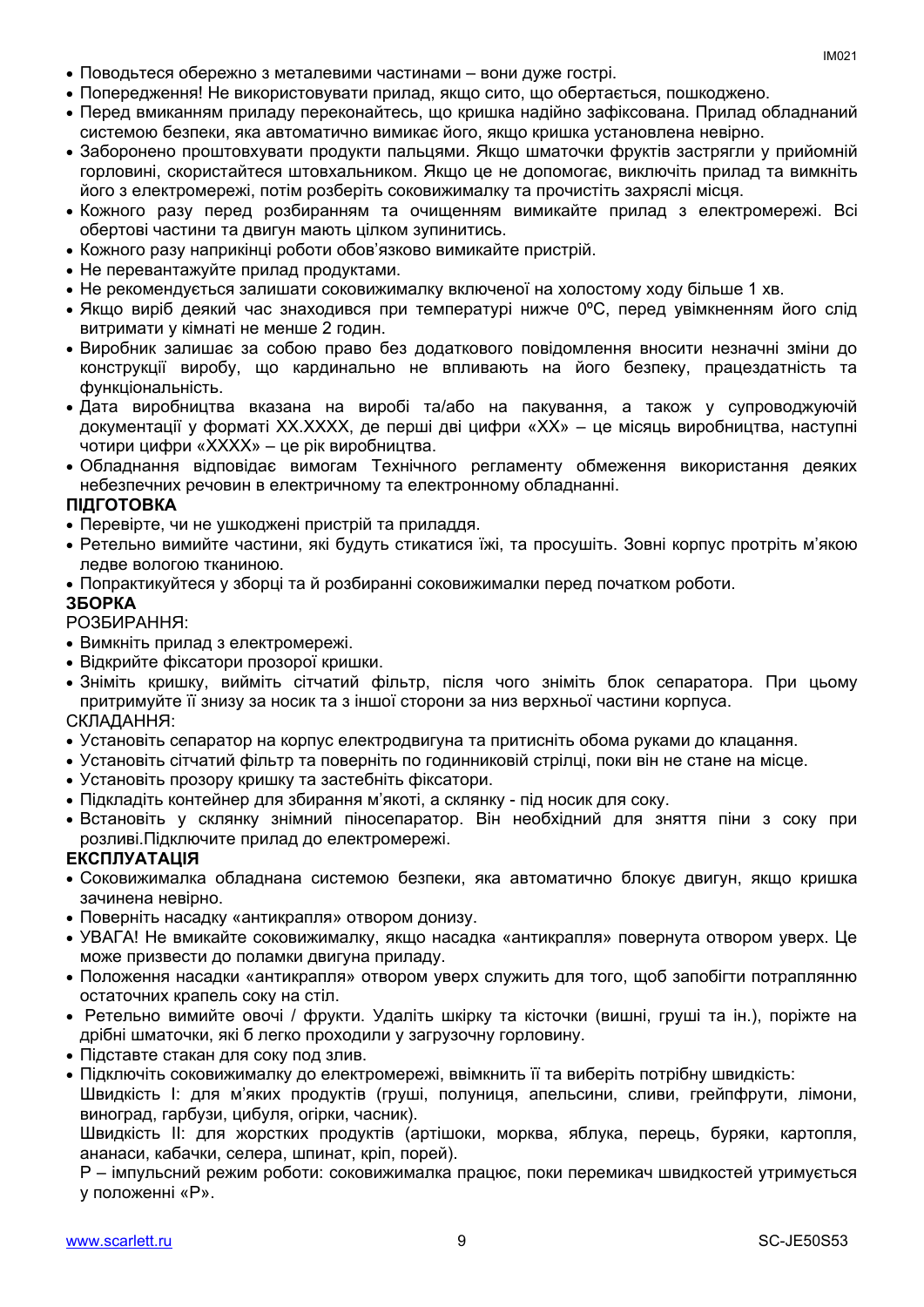- Поводьтеся обережно з металевими частинами – вони дуже гострі.
- Попередження! Не використовувати прилад, якщо сито, що обертається, пошкоджено.
- Перед вмиканням приладу переконайтесь, що кришка надійно зафіксована. Прилад обладнаний системою безпеки, яка автоматично вимикає його, якщо кришка установлена невірно.
- Заборонено проштовхувати продукти пальцями. Якщо шматочки фруктів застрягли у прийомній горловині, скористайтеся штовхальником. Якщо це не допомогає, виключіть прилад та вимкніть його з електромережі, потім розберіть соковижималку та прочистіть захряслі місця.
- Кожного разу перед розбиранням та очищенням вимикайте прилад з електромережі. Всі обертові частини та двигун мають цілком зупинитись.
- Кожного разу наприкінці роботи обов'язково вимикайте пристрій.
- Не перевантажуйте прилад продуктами.
- Не рекомендується залишати соковижималку включеної на холостому ходу більше 1 хв.
- Якщо виріб деякий час знаходився при температурі нижче 0ºC, перед увімкненням його слід витримати у кімнаті не менше 2 годин.
- Виробник залишає за собою право без додаткового повідомлення вносити незначні зміни до конструкції виробу, що кардинально не впливають на його безпеку, працездатність та функціональність.
- Дата виробництва вказана на виробі та/або на пакування, а також у супроводжуючій документації у форматі XX.XXXX, де перші дві цифри «XX» – це місяць виробництва, наступні чотири цифри «XXXX» – це рік виробництва.
- Обладнання відповідає вимогам Технічного регламенту обмеження використання деяких небезпечних речовин в електричному та електронному обладнанні.

**ПІДГОТОВКА**

- Перевірте, чи не ушкоджені пристрій та приладдя.
- Ретельно вимийте частини, які будуть стикатися їжі, та просушіть. Зовні корпус протріть м'якою ледве вологою тканиною.
- Попрактикуйтеся у зборці та й розбиранні соковижималки перед початком роботи.

**ЗБОРКА**

РОЗБИРАННЯ:

- Вимкніть прилад з електромережі.
- Відкрийте фіксатори прозорої кришки.
- Зніміть кришку, вийміть сітчатий фільтр, після чого зніміть блок сепаратора. При цьому притримуйте її знизу за носик та з іншої сторони за низ верхньої частини корпуса.

СКЛАДАННЯ:

- Установіть сепаратор на корпус електродвигуна та притисніть обома руками до клацання.
- Установіть сітчатий фільтр та поверніть по годинниковій стрілці, поки він не стане на місце.
- Установіть прозору кришку та застебніть фіксатори.
- Підкладіть контейнер для збирання м'якоті, а склянку - під носик для соку.
- Встановіть у склянку знімний піносепаратор. Він необхідний для зняття піни з соку при розливі.Підключите прилад до електромережі.

**ЕКСПЛУАТАЦІЯ**

- Соковижималка обладнана системою безпеки, яка автоматично блокує двигун, якщо кришка зачинена невірно.
- Поверніть насадку «антикрапля» отвором донизу.
- УВАГА! Не вмикайте соковижималку, якщо насадка «антикрапля» повернута отвором уверх. Це може призвести до поламки двигуна приладу.
- Положення насадки «антикрапля» отвором уверх служить для того, щоб запобігти потраплянню остаточних крапель соку на стіл.
- Ретельно вимийте овочі / фрукти. Удаліть шкірку та кісточки (вишні, груші та ін.), поріжте на дрібні шматочки, які б легко проходили у загрузочну горловину.
- Підставте стакан для соку под злив.
- Підключіть соковижималку до електромережі, ввімкнить її та виберіть потрібну швидкість:

  Швидкість I: для м'яких продуктів (груші, полуниця, апельсини, сливи, грейпфрути, лімони, виноград, гарбузи, цибуля, огірки, часник).

  Швидкість II: для жорстких продуктів (артішоки, морква, яблука, перець, буряки, картопля, ананаси, кабачки, селера, шпинат, кріп, порей).

  Р – імпульсний режим роботи: соковижималка працює, поки перемикач швидкостей утримується у положенні «Р».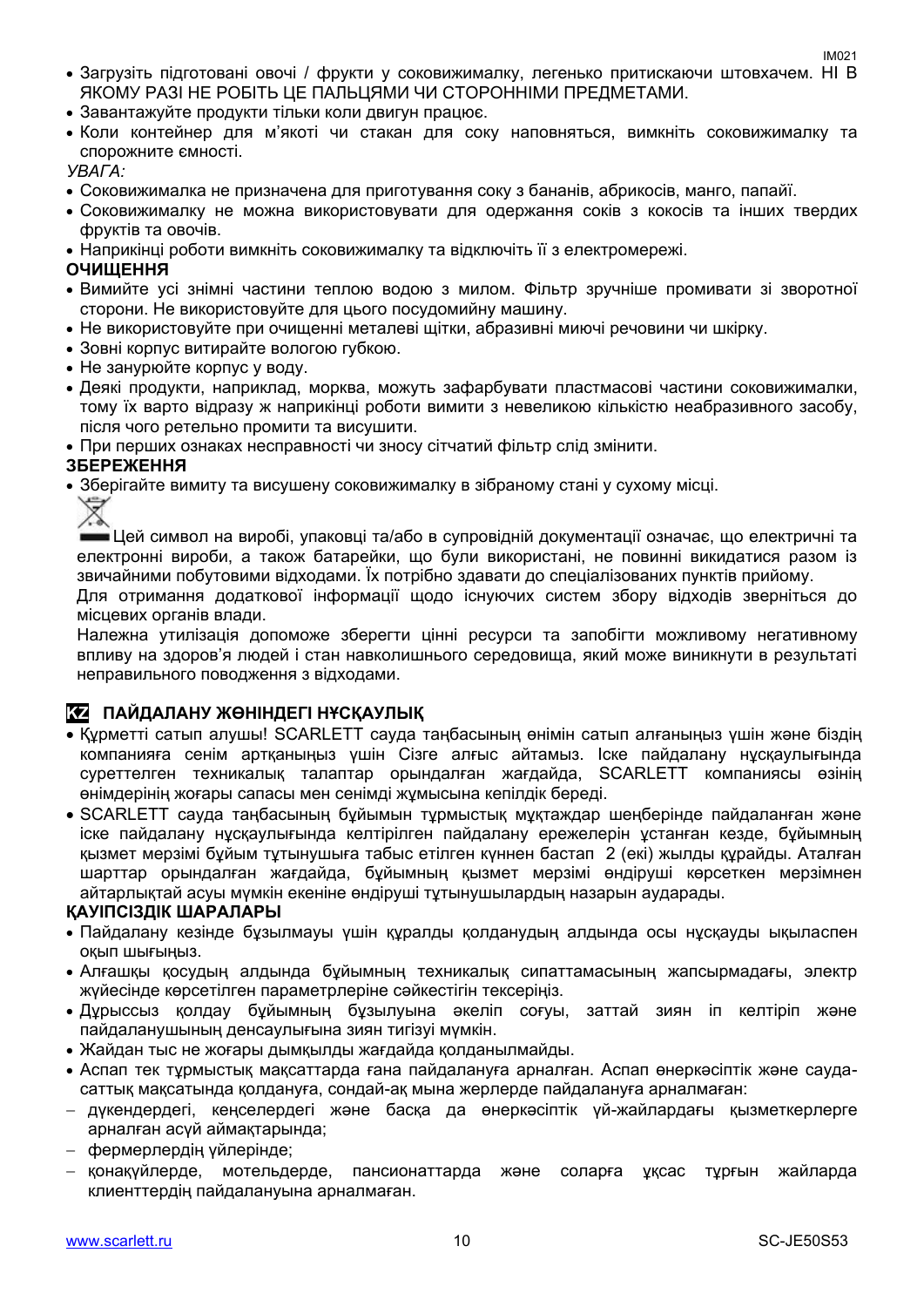- Загрузіть підготовані овочі / фрукти у соковижималку, легенько притискаючи штовхачем. НІ В ЯКОМУ РАЗІ НЕ РОБІТЬ ЦЕ ПАЛЬЦЯМИ ЧИ СТОРОННІМИ ПРЕДМЕТАМИ.
- Завантажуйте продукти тільки коли двигун працює.
- Коли контейнер для м'якоті чи стакан для соку наповняться, вимкніть соковижималку та спорожните ємності.

*УВАГА:*

- Соковижималка не призначена для приготування соку з бананів, абрикосів, манго, папайї.
- Соковижималку не можна використовувати для одержання соків з кокосів та інших твердих фруктів та овочів.
- Наприкінці роботи вимкніть соковижималку та відключіть її з електромережі.

**ОЧИЩЕННЯ**

- Вимийте усі знімні частини теплою водою з милом. Фільтр зручніше промивати зі зворотної сторони. Не використовуйте для цього посудомийну машину.
- Не використовуйте при очищенні металеві щітки, абразивні миючі речовини чи шкірку.
- Зовні корпус витирайте вологою губкою.
- Не занурюйте корпус у воду.
- Деякі продукти, наприклад, морква, можуть зафарбувати пластмасові частини соковижималки, тому їх варто відразу ж наприкінці роботи вимити з невеликою кількістю неабразивного засобу, після чого ретельно промити та висушити.
- При перших ознаках несправності чи зносу сітчатий фільтр слід змінити.

**ЗБЕРЕЖЕННЯ**

- Зберігайте вимиту та висушену соковижималку в зібраному стані у сухому місці.

Цей символ на виробі, упаковці та/або в супровідній документації означає, що електричні та електронні вироби, а також батарейки, що були використані, не повинні викидатися разом із звичайними побутовими відходами. Їх потрібно здавати до спеціалізованих пунктів прийому.

Для отримання додаткової інформації щодо існуючих систем збору відходів зверніться до місцевих органів влади.

Належна утилізація допоможе зберегти цінні ресурси та запобігти можливому негативному впливу на здоров'я людей і стан навколишнього середовища, який може виникнути в результаті неправильного поводження з відходами.

## KZ ПАЙДАЛАНУ ЖӨНІНДЕГІ НҰСҚАУЛЫҚ

- Құрметті сатып алушы! SCARLETT сауда таңбасының өнімін сатып алғаныңыз үшін және біздің компанияға сенім артқаныңыз үшін Сізге алғыс айтамыз. Іске пайдалану нұсқаулығында суреттелген техникалық талаптар орындалған жағдайда, SCARLETT компаниясы өзінің өнімдерінің жоғары сапасы мен сенімді жұмысына кепілдік береді.
- SCARLETT сауда таңбасының бұйымын тұрмыстық мұқтаждар шеңберінде пайдаланған және іске пайдалану нұсқаулығында келтірілген пайдалану ережелерін ұстанған кезде, бұйымның қызмет мерзімі бұйым тұтынушыға табыс етілген күннен бастап 2 (екі) жылды құрайды. Аталған шарттар орындалған жағдайда, бұйымның қызмет мерзімі өндіруші көрсеткен мерзімнен айтарлықтай асуы мүмкін екеніне өндіруші тұтынушылардың назарын аударады.

**ҚАУІПСІЗДІК ШАРАЛАРЫ**

- Пайдалану кезінде бұзылмауы үшін құралды қолданудың алдында осы нұсқауды ықыласпен оқып шығыңыз.
- Алғашқы қосудың алдында бұйымның техникалық сипаттамасының жапсырмадағы, электр жүйесінде көрсетілген параметрлеріне сәйкестігін тексеріңіз.
- Дұрыссыз қолдау бұйымның бұзылуына әкеліп соғуы, заттай зиян іп келтіріп және пайдаланушының денсаулығына зиян тигізуі мүмкін.
- Жайдан тыс не жоғары дымқылды жағдайда қолданылмайды.
- Аспап тек тұрмыстық мақсаттарда ғана пайдалануға арналған. Аспап өнеркәсіптік және сауда-саттық мақсатында қолдануға, сондай-ақ мына жерлерде пайдалануға арналмаған:
  - дүкендердегі, кеңселердегі және басқа да өнеркәсіптік үй-жайлардағы қызметкерлерге арналған асүй аймақтарында;
  - фермерлердің үйлерінде;
  - қонақүйлерде, мотельдерде, пансионаттарда және соларға ұқсас тұрғын жайларда клиенттердің пайдалануына арналмаған.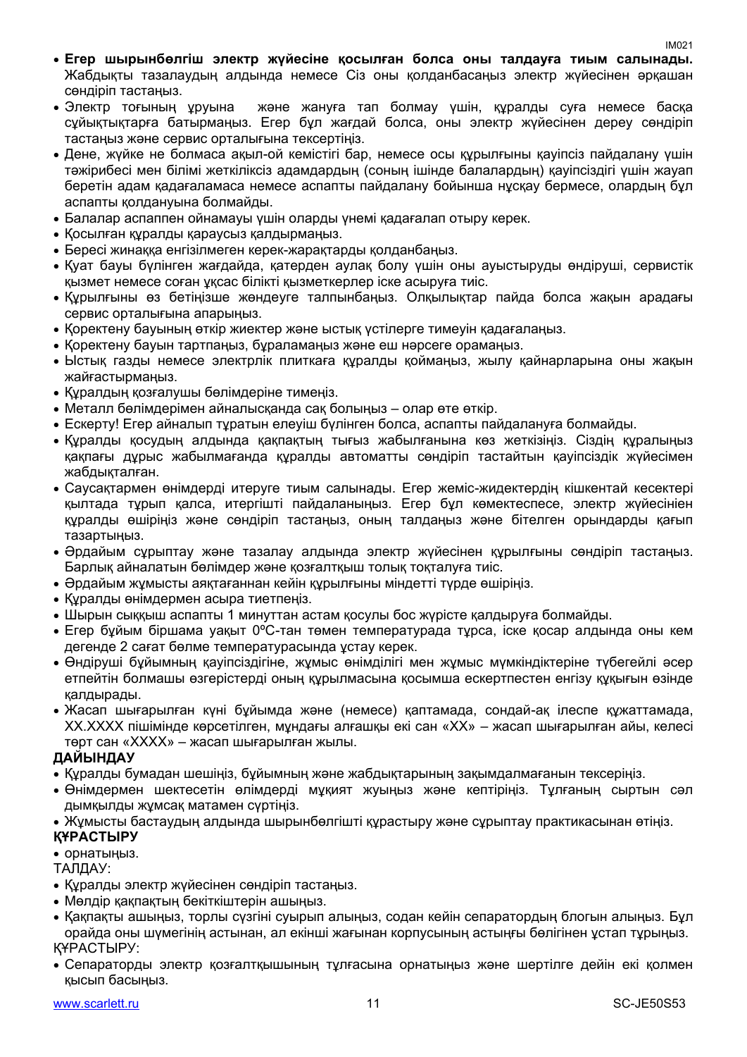- **Егер шырынбөлгіш электр жүйесіне қосылған болса оны талдауға тиым салынады.** Жабдықты тазалаудың алдында немесе Сіз оны қолданбасаңыз электр жүйесінен әрқашан сөндіріп тастаңыз.
- Электр тоғының ұруына және жануға тап болмау үшін, құралды суға немесе басқа сұйықтықтарға батырмаңыз. Егер бұл жағдай болса, оны электр жүйесінен дереу сөндіріп тастаңыз және сервис орталығына тексертіңіз.
- Дене, жүйке не болмаса ақыл-ой кемістігі бар, немесе осы құрылғыны қауіпсіз пайдалану үшін тәжірибесі мен білімі жеткіліксіз адамдардың (соның ішінде балалардың) қауіпсіздігі үшін жауап беретін адам қадағаламаса немесе аспапты пайдалану бойынша нұсқау бермесе, олардың бұл аспапты қолдануына болмайды.
- Балалар аспаппен ойнамауы үшін оларды үнемі қадағалап отыру керек.
- Қосылған құралды қараусыз қалдырмаңыз.
- Бересі жинаққа енгізілмеген керек-жарақтарды қолданбаңыз.
- Қуат бауы бүлінген жағдайда, қатерден аулақ болу үшін оны ауыстыруды өндіруші, сервистік қызмет немесе соған ұқсас білікті қызметкерлер іске асыруға тиіс.
- Құрылғыны өз бетіңізше жөндеуге талпынбаңыз. Олқылықтар пайда болса жақын арадағы сервис орталығына апарыңыз.
- Қоректену бауының өткір жиектер және ыстық үстілерге тимеуін қадағалаңыз.
- Қоректену бауын тартпаңыз, бұраламаңыз және еш нәрсеге орамаңыз.
- Ыстық газды немесе электрлік плиткаға құралды қоймаңыз, жылу қайнарларына оны жақын жайғастырмаңыз.
- Құралдың қозғалушы бөлімдеріне тимеңіз.
- Металл бөлімдерімен айналысқанда сақ болыңыз – олар өте өткір.
- Ескерту! Егер айналып тұратын елеуіш бүлінген болса, аспапты пайдалануға болмайды.
- Құралды қосудың алдында қақпақтың тығыз жабылғанына көз жеткізіңіз. Сіздің құралыңыз қақпағы дұрыс жабылмағанда құралды автоматты сөндіріп тастайтын қауіпсіздік жүйесімен жабдықталған.
- Саусақтармен өнімдерді итеруге тиым салынады. Егер жеміс-жидектердің кішкентай кесектері қылтада тұрып қалса, итергішті пайдаланыңыз. Егер бұл көмектеспесе, электр жүйесініен құралды өшіріңіз және сөндіріп тастаңыз, оның талдаңыз және бітелген орындарды қағып тазартыңыз.
- Әрдайым сұрыптау және тазалау алдында электр жүйесінен құрылғыны сөндіріп тастаңыз. Барлық айналатын бөлімдер және қозғалткыш толық тоқталуға тиіс.
- Әрдайым жұмысты аяқтағаннан кейін құрылғыны міндетті түрде өшіріңіз.
- Құралды өнімдермен асыра тиетпеңіз.
- Шырын сыққыш аспапты 1 минуттан астам қосулы бос жүрісте қалдыруға болмайды.
- Егер бұйым біршама уақыт 0ºC-тан төмен температурада тұрса, іске қосар алдында оны кем дегенде 2 сағат бөлме температурасында ұстау керек.
- Өндіруші бұйымның қауіпсіздігіне, жұмыс өнімділігі мен жұмыс мүмкіндіктеріне түбегейлі әсер етпейтін болмашы өзгерістерді оның құрылмасына қосымша ескертпестен енгізу құқығын өзінде қалдырады.
- Жасап шығарылған күні бұйымда және (немесе) қаптамада, сондай-ақ ілеспе құжаттамада, XX.XXXX пішімінде көрсетілген, мұндағы алғашқы екі сан «XX» – жасап шығарылған айы, келесі төрт сан «XXXX» – жасап шығарылған жылы.

**ДАЙЫНДАУ**

- Құралды бумадан шешіңіз, бұйымның және жабдықтарының зақымдалмағанын тексеріңіз.
- Өнімдермен шектесетін өлімдерді мұқият жуыңыз және кептіріңіз. Тұлғаның сыртын сәл дымқылды жұмсақ матамен сүртіңіз.
- Жұмысты бастаудың алдында шырынбөлгішті құрастыру және сұрыптау практикасынан өтіңіз.

**ҚҰРАСТЫРУ**

- орнатыңыз.

ТАЛДАУ:

- Құралды электр жүйесінен сөндіріп тастаңыз.
- Мөлдір қақпақтың бекіткіштерін ашыңыз.
- Қақпақты ашыңыз, торлы сүзгіні суырып алыңыз, содан кейін сепаратордың блогын алыңыз. Бұл орайда оны шүмегінің астынан, ал екінші жағынан корпусының астыңғы бөлігінен ұстап тұрыңыз.

ҚҰРАСТЫРУ:

- Сепараторды электр қозғалтқышының тұлғасына орнатыңыз және шертілге дейін екі қолмен қысып басыңыз.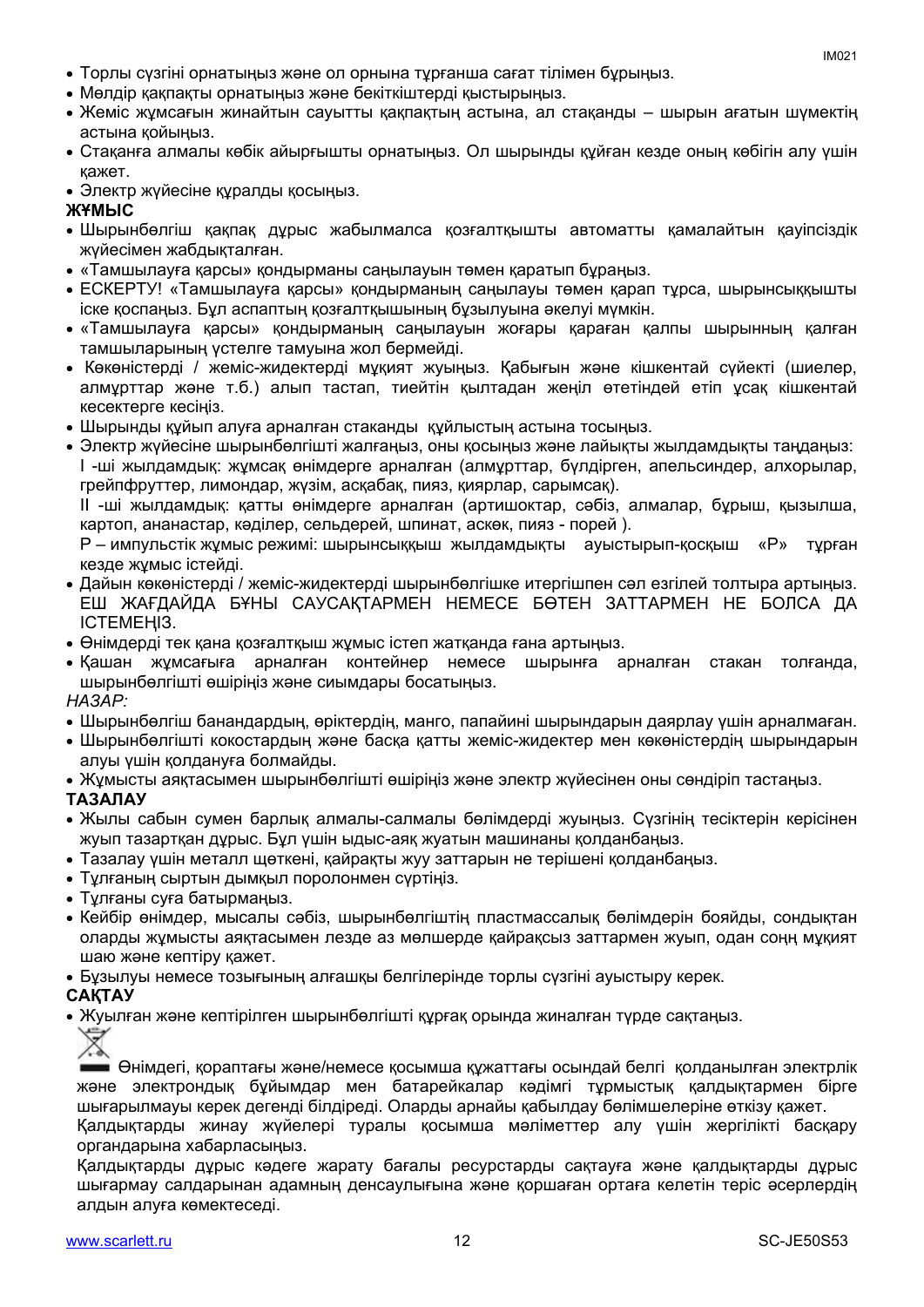- Торлы сүзгіні орнатыңыз және ол орнына тұрғанша сағат тілімен бұрыңыз.
- Мөлдір қақпақты орнатыңыз және бекіткіштерді қыстырыңыз.
- Жеміс жұмсағын жинайтын сауытты қақпақтың астына, ал стақанды – шырын ағатын шүмектің астына қойыңыз.
- Стақанға алмалы көбік айырғышты орнатыңыз. Ол шырынды құйған кезде оның көбігін алу үшін қажет.
- Электр жүйесіне құралды қосыңыз.

**ЖҰМЫС**

- Шырынбөлгіш қақпақ дұрыс жабылмалса қозғалтқышты автоматты қамалайтын қауіпсіздік жүйесімен жабдықталған.
- «Тамшылауға қарсы» қондырманы саңылауын төмен қаратып бұраңыз.
- ЕСКЕРТУ! «Тамшылауға қарсы» қондырманың саңылауы төмен қарап тұрса, шырынсыққышты іске қоспаңыз. Бұл аспаптың қозғалтқышының бұзылуына әкелуі мүмкін.
- «Тамшылауға қарсы» қондырманың саңылауын жоғары қараған қалпы шырынның қалған тамшыларының үстелге тамуына жол бермейді.
- Көкөністерді / жеміс-жидектерді мұқият жуыңыз. Қабығын және кішкентай сүйекті (шиелер, алмұрттар және т.б.) алып тастап, тиейтін қылтадан жеңіл өтетіндей етіп ұсақ кішкентай кесектерге кесіңіз.
- Шырынды құйып алуға арналған стаканды құйлыстың астына тосыңыз.
- Электр жүйесіне шырынбөлгішті жалғаңыз, оны қосыңыз және лайықты жылдамдықты таңдаңыз:
  I -ші жылдамдық: жұмсақ өнімдерге арналған (алмұрттар, бүлдірген, апельсиндер, алхорылар, грейпфруттер, лимондар, жүзім, асқабақ, пияз, қиярлар, сарымсақ).
  II -ші жылдамдық: қатты өнімдерге арналған (артишоктар, сәбіз, алмалар, бұрыш, қызылша, картоп, ананастар, кәділер, сельдерей, шпинат, аскөк, пияз - порей ).
  P – импульстік жұмыс режимі: шырынсыққыш жылдамдықты ауыстырып-қосқыш «P» тұрған кезде жұмыс істейді.
- Дайын көкөністерді / жеміс-жидектерді шырынбөлгішке итергішпен сәл езгілей толтыра артыңыз. ЕШ ЖАҒДАЙДА БҰНЫ САУСАҚТАРМЕН НЕМЕСЕ БӨТЕН ЗАТТАРМЕН НЕ БОЛСА ДА ІСТЕМЕҢІЗ.
- Өнімдерді тек қана қозғалтқыш жұмыс істеп жатқанда ғана артыңыз.
- Қашан жұмсағыға арналған контейнер немесе шырынға арналған стакан толғанда, шырынбөлгішті өшіріңіз және сиымдары босатыңыз.

*НАЗАР:*

- Шырынбөлгіш банандардың, өріктердің, манго, папайині шырындарын даярлау үшін арналмаған.
- Шырынбөлгішті кокостардың және басқа қатты жеміс-жидектер мен көкөністердің шырындарын алуы үшін қолдануға болмайды.
- Жұмысты аяқтасымен шырынбөлгішті өшіріңіз және электр жүйесінен оны сөндіріп тастаңыз.

**ТАЗАЛАУ**

- Жылы сабын сумен барлық алмалы-салмалы бөлімдерді жуыңыз. Сүзгінің тесіктерін керісінен жуып тазартқан дұрыс. Бұл үшін ыдыс-аяқ жуатын машинаны қолданбаңыз.
- Тазалау үшін металл щөткені, қайрақты жуу заттарын не терішені қолданбаңыз.
- Тұлғаның сыртын дымқыл поролонмен сүртіңіз.
- Тұлғаны суға батырмаңыз.
- Кейбір өнімдер, мысалы сәбіз, шырынбөлгіштің пластмассалық бөлімдерін бояйды, сондықтан оларды жұмысты аяқтасымен лезде аз мөлшерде қайрақсыз заттармен жуып, одан соңң мұқият шаю және кептіру қажет.
- Бұзылуы немесе тозығының алғашқы белгілерінде торлы сүзгіні ауыстыру керек.

**САҚТАУ**

- Жуылған және кептірілген шырынбөлгішті құрғақ орында жиналған түрде сақтаңыз.

Өнімдегі, қораптағы және/немесе қосымша құжаттағы осындай белгі қолданылған электрлік және электрондық бұйымдар мен батарейкалар кәдімгі тұрмыстық қалдықтармен бірге шығарылмауы керек дегенді білдіреді. Оларды арнайы қабылдау бөлімшелеріне өткізу қажет.

Қалдықтарды жинау жүйелері туралы қосымша мәліметтер алу үшін жергілікті басқару органдарына хабарласыңыз.

Қалдықтарды дұрыс кәдеге жарату бағалы ресурстарды сақтауға және қалдықтарды дұрыс шығармау салдарынан адамның денсаулығына және қоршаған ортаға келетін теріс әсерлердің алдын алуға көмектеседі.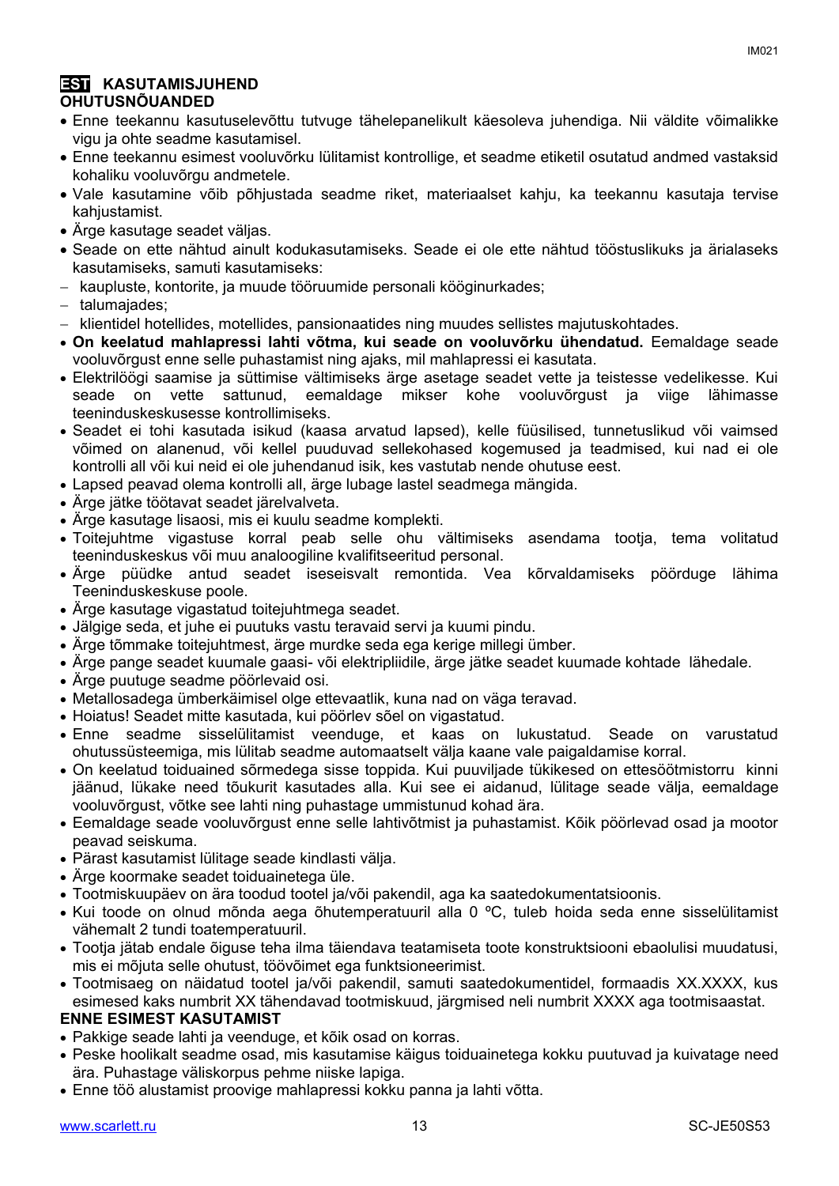## EST KASUTAMISJUHEND

### OHUTUSNÕUANDED

- Enne teekannu kasutuselevõttu tutvuge tähelepanelikult käesoleva juhendiga. Nii väldite võimalikke vigu ja ohte seadme kasutamisel.
- Enne teekannu esimest vooluvõrku lülitamist kontrollige, et seadme etiketil osutatud andmed vastaksid kohaliku vooluvõrgu andmetele.
- Vale kasutamine võib põhjustada seadme riket, materiaalset kahju, ka teekannu kasutaja tervise kahjustamist.
- Ärge kasutage seadet väljas.
- Seade on ette nähtud ainult kodukasutamiseks. Seade ei ole ette nähtud tööstuslikuks ja ärialaseks kasutamiseks, samuti kasutamiseks:
  - kaupluste, kontorite, ja muude tööruumide personali kööginurkades;
  - talumajades;
  - klientidel hotellides, motellides, pansionaatides ning muudes sellistes majutuskohtades.
- **On keelatud mahlapressi lahti võtma, kui seade on vooluvõrku ühendatud.** Eemaldage seade vooluvõrgust enne selle puhastamist ning ajaks, mil mahlapressi ei kasutata.
- Elektrilöögi saamise ja süttimise vältimiseks ärge asetage seadet vette ja teistesse vedelikesse. Kui seade on vette sattunud, eemaldage mikser kohe vooluvõrgust ja viige lähimasse teeninduskeskusesse kontrollimiseks.
- Seadet ei tohi kasutada isikud (kaasa arvatud lapsed), kelle füüsilised, tunnetuslikud või vaimsed võimed on alanenud, või kellel puuduvad sellekohased kogemused ja teadmised, kui nad ei ole kontrolli all või kui neid ei ole juhendanud isik, kes vastutab nende ohutuse eest.
- Lapsed peavad olema kontrolli all, ärge lubage lastel seadmega mängida.
- Ärge jätke töötavat seadet järelvalveta.
- Ärge kasutage lisaosi, mis ei kuulu seadme komplekti.
- Toitejuhtme vigastuse korral peab selle ohu vältimiseks asendama tootja, tema volitatud teeninduskeskus või muu analoogiline kvalifitseeritud personal.
- Ärge püüdke antud seadet iseseisvalt remontida. Vea kõrvaldamiseks pöörduge lähima Teeninduskeskuse poole.
- Ärge kasutage vigastatud toitejuhtmega seadet.
- Jälgige seda, et juhe ei puutuks vastu teravaid servi ja kuumi pindu.
- Ärge tõmmake toitejuhtmest, ärge murdke seda ega kerige millegi ümber.
- Ärge pange seadet kuumale gaasi- või elektripliidile, ärge jätke seadet kuumade kohtade lähedale.
- Ärge puutuge seadme pöörlevaid osi.
- Metallosadega ümberkäimisel olge ettevaatlik, kuna nad on väga teravad.
- Hoiatus! Seadet mitte kasutada, kui pöörlev sõel on vigastatud.
- Enne seadme sisselülitamist veenduge, et kaas on lukustatud. Seade on varustatud ohutussüsteemiga, mis lülitab seadme automaatselt välja kaane vale paigaldamise korral.
- On keelatud toiduained sõrmedega sisse toppida. Kui puuviljade tükikesed on ettesöötmistorru kinni jäänud, lükake need tõukurit kasutades alla. Kui see ei aidanud, lülitage seade välja, eemaldage vooluvõrgust, võtke see lahti ning puhastage ummistunud kohad ära.
- Eemaldage seade vooluvõrgust enne selle lahtivõtmist ja puhastamist. Kõik pöörlevad osad ja mootor peavad seiskuma.
- Pärast kasutamist lülitage seade kindlasti välja.
- Ärge koormake seadet toiduainetega üle.
- Tootmiskuupäev on ära toodud tootel ja/või pakendil, aga ka saatedokumentatsioonis.
- Kui toode on olnud mõnda aega õhutemperatuuril alla 0 ºC, tuleb hoida seda enne sisselülitamist vähemalt 2 tundi toatemperatuuril.
- Tootja jätab endale õiguse teha ilma täiendava teatamiseta toote konstruktsiooni ebaolulisi muudatusi, mis ei mõjuta selle ohutust, töövõimet ega funktsioneerimist.
- Tootmisaeg on näidatud tootel ja/või pakendil, samuti saatedokumentidel, formaadis XX.XXXX, kus esimesed kaks numbrit XX tähendavad tootmiskuud, järgmised neli numbrit XXXX aga tootmisaastat.

### ENNE ESIMEST KASUTAMIST

- Pakkige seade lahti ja veenduge, et kõik osad on korras.
- Peske hoolikalt seadme osad, mis kasutamise käigus toiduainetega kokku puutuvad ja kuivatage need ära. Puhastage väliskorpus pehme niiske lapiga.
- Enne töö alustamist proovige mahlapressi kokku panna ja lahti võtta.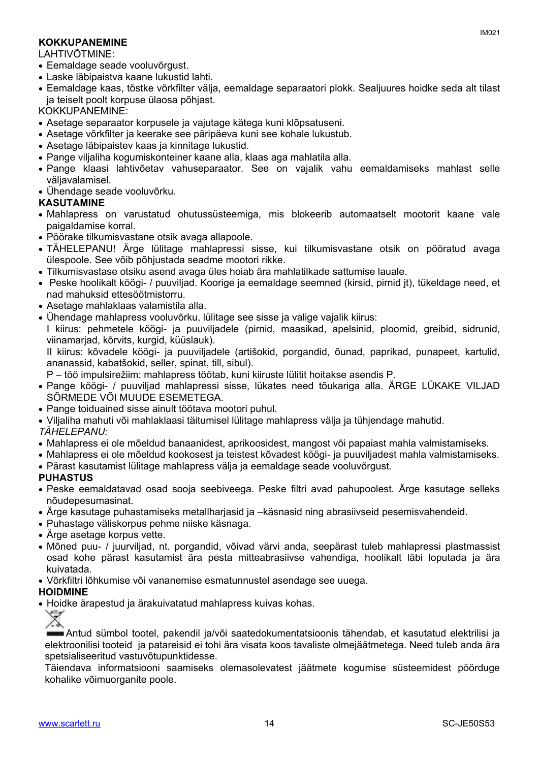**KOKKUPANEMINE**

LAHTIVÕTMINE:

- Eemaldage seade vooluvõrgust.
- Laske läbipaistva kaane lukustid lahti.
- Eemaldage kaas, tõstke võrkfilter välja, eemaldage separaatori plokk. Sealjuures hoidke seda alt tilast ja teiselt poolt korpuse ülaosa põhjast.

KOKKUPANEMINE:

- Asetage separaator korpusele ja vajutage kätega kuni klõpsatuseni.
- Asetage võrkfilter ja keerake see päripäeva kuni see kohale lukustub.
- Asetage läbipaistev kaas ja kinnitage lukustid.
- Pange viljaliha kogumiskonteiner kaane alla, klaas aga mahlatila alla.
- Pange klaasi lahtivõetav vahuseparaator. See on vajalik vahu eemaldamiseks mahlast selle väljavalamisel.
- Ühendage seade vooluvõrku.

**KASUTAMINE**

- Mahlapress on varustatud ohutussüsteemiga, mis blokeerib automaatselt mootorit kaane vale paigaldamise korral.
- Pöörake tilkumisvastane otsik avaga allapoole.
- TÄHELEPANU! Ärge lülitage mahlapressi sisse, kui tilkumisvastane otsik on pööratud avaga ülespoole. See võib põhjustada seadme mootori rikke.
- Tilkumisvastase otsiku asend avaga üles hoiab ära mahlatilkade sattumise lauale.
- Peske hoolikalt köögi- / puuviljad. Koorige ja eemaldage seemned (kirsid, pirnid jt), tükeldage need, et nad mahuksid ettesöötmistorru.
- Asetage mahlaklaas valamistila alla.
- Ühendage mahlapress vooluvõrku, lülitage see sisse ja valige vajalik kiirus:
  I kiirus: pehmetele köögi- ja puuviljadele (pirnid, maasikad, apelsinid, ploomid, greibid, sidrunid, viinamarjad, kõrvits, kurgid, küüslauk).
  II kiirus: kõvadele köögi- ja puuviljadele (artišokid, porgandid, õunad, paprikad, punapeet, kartulid, ananassid, kabatšokid, seller, spinat, till, sibul).
  P – töö impulsirežiim: mahlapress töötab, kuni kiiruste lülitit hoitakse asendis P.
- Pange köögi- / puuviljad mahlapressi sisse, lükates need tõukariga alla. ÄRGE LÜKAKE VILJAD SÕRMEDE VÕI MUUDE ESEMETEGA.
- Pange toiduained sisse ainult töötava mootori puhul.
- Viljaliha mahuti või mahlaklaasi täitumisel lülitage mahlapress välja ja tühjendage mahutid.

*TÄHELEPANU:*

- Mahlapress ei ole mõeldud banaanidest, aprikoosidest, mangost või papaiast mahla valmistamiseks.
- Mahlapress ei ole mõeldud kookosest ja teistest kõvadest köögi- ja puuviljadest mahla valmistamiseks.
- Pärast kasutamist lülitage mahlapress välja ja eemaldage seade vooluvõrgust.

**PUHASTUS**

- Peske eemaldatavad osad sooja seebiveega. Peske filtri avad pahupoolest. Ärge kasutage selleks nõudepesumasinat.
- Ärge kasutage puhastamiseks metallharjasid ja –käsnasid ning abrasiivseid pesemisvahendeid.
- Puhastage väliskorpus pehme niiske käsnaga.
- Ärge asetage korpus vette.
- Mõned puu- / juurviljad, nt. porgandid, võivad värvi anda, seepärast tuleb mahlapressi plastmassist osad kohe pärast kasutamist ära pesta mitteabrasiivse vahendiga, hoolikalt läbi loputada ja ära kuivatada.
- Võrkfiltri lõhkumise või vananemise esmatunnustel asendage see uuega.

**HOIDMINE**

- Hoidke ärapestud ja ärakuivatatud mahlapress kuivas kohas.

Antud sümbol tootel, pakendil ja/või saatedokumentatsioonis tähendab, et kasutatud elektrilisi ja elektroonilisi tooteid ja patareisid ei tohi ära visata koos tavaliste olmejäätmetega. Need tuleb anda ära spetsialiseeritud vastuvõtupunktidesse.

Täiendava informatsiooni saamiseks olemasolevatest jäätmete kogumise süsteemidest pöörduge kohalike võimuorganite poole.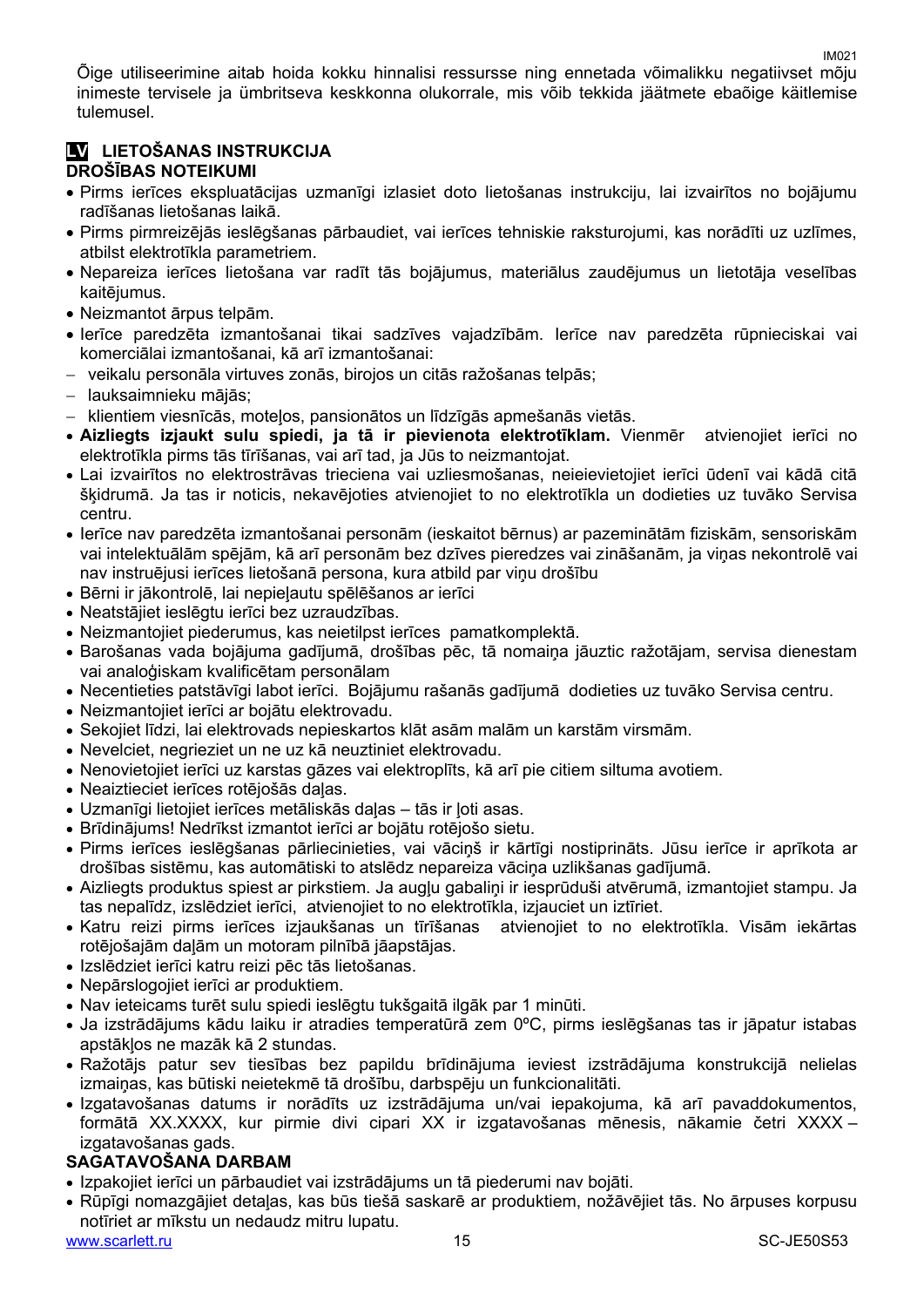Õige utiliseerimine aitab hoida kokku hinnalisi ressursse ning ennetada võimalikku negatiivset mõju inimeste tervisele ja ümbritseva keskkonna olukorrale, mis võib tekkida jäätmete ebaõige käitlemise tulemusel.

## LV LIETOŠANAS INSTRUKCIJA

### DROŠĪBAS NOTEIKUMI

- Pirms ierīces ekspluatācijas uzmanīgi izlasiet doto lietošanas instrukciju, lai izvairītos no bojājumu radīšanas lietošanas laikā.
- Pirms pirmreizējās ieslēgšanas pārbaudiet, vai ierīces tehniskie raksturojumi, kas norādīti uz uzlīmes, atbilst elektrotīkla parametriem.
- Nepareiza ierīces lietošana var radīt tās bojājumus, materiālus zaudējumus un lietotāja veselības kaitējumus.
- Neizmantot ārpus telpām.
- Ierīce paredzēta izmantošanai tikai sadzīves vajadzībām. Ierīce nav paredzēta rūpnieciskai vai komerciālai izmantošanai, kā arī izmantošanai:
  - veikalu personāla virtuves zonās, birojos un citās ražošanas telpās;
  - lauksaimnieku mājās;
  - klientiem viesnīcās, moteļos, pansionātos un līdzīgās apmešanās vietās.
- **Aizliegts izjaukt sulu spiedi, ja tā ir pievienota elektrotīklam.** Vienmēr atvienojiet ierīci no elektrotīkla pirms tās tīrīšanas, vai arī tad, ja Jūs to neizmantojat.
- Lai izvairītos no elektrostrāvas trieciena vai uzliesmošanas, neieievietojiet ierīci ūdenī vai kādā citā šķidrumā. Ja tas ir noticis, nekavējoties atvienojiet to no elektrotīkla un dodieties uz tuvāko Servisa centru.
- Ierīce nav paredzēta izmantošanai personām (ieskaitot bērnus) ar pazeminātām fiziskām, sensoriskām vai intelektuālām spējām, kā arī personām bez dzīves pieredzes vai zināšanām, ja viņas nekontrolē vai nav instruējusi ierīces lietošanā persona, kura atbild par viņu drošību
- Bērni ir jākontrolē, lai nepieļautu spēlēšanos ar ierīci
- Neatstājiet ieslēgtu ierīci bez uzraudzības.
- Neizmantojiet piederumus, kas neietilpst ierīces pamatkomplektā.
- Barošanas vada bojājuma gadījumā, drošības pēc, tā nomaiņa jāuztic ražotājam, servisa dienestam vai analoģiskam kvalificētam personālam
- Necentieties patstāvīgi labot ierīci. Bojājumu rašanās gadījumā dodieties uz tuvāko Servisa centru.
- Neizmantojiet ierīci ar bojātu elektrovadu.
- Sekojiet līdzi, lai elektrovads nepieskartos klāt asām malām un karstām virsmām.
- Nevelciet, negrieziet un ne uz kā neuztiniet elektrovadu.
- Nenovietojiet ierīci uz karstas gāzes vai elektroplīts, kā arī pie citiem siltuma avotiem.
- Neaiztieciet ierīces rotējošās daļas.
- Uzmanīgi lietojiet ierīces metāliskās daļas – tās ir ļoti asas.
- Brīdinājums! Nedrīkst izmantot ierīci ar bojātu rotējošo sietu.
- Pirms ierīces ieslēgšanas pārliecinieties, vai vāciņš ir kārtīgi nostiprināts. Jūsu ierīce ir aprīkota ar drošības sistēmu, kas automātiski to atslēdz nepareiza vāciņa uzlikšanas gadījumā.
- Aizliegts produktus spiest ar pirkstiem. Ja augļu gabaliņi ir iesprūduši atvērumā, izmantojiet stampu. Ja tas nepalīdz, izslēdziet ierīci, atvienojiet to no elektrotīkla, izjauciet un iztīriet.
- Katru reizi pirms ierīces izjaukšanas un tīrīšanas atvienojiet to no elektrotīkla. Visām iekārtas rotējošajām daļām un motoram pilnībā jāapstājas.
- Izslēdziet ierīci katru reizi pēc tās lietošanas.
- Nepārslogojiet ierīci ar produktiem.
- Nav ieteicams turēt sulu spiedi ieslēgtu tukšgaitā ilgāk par 1 minūti.
- Ja izstrādājums kādu laiku ir atradies temperatūrā zem 0ºC, pirms ieslēgšanas tas ir jāpatur istabas apstākļos ne mazāk kā 2 stundas.
- Ražotājs patur sev tiesības bez papildu brīdinājuma ieviest izstrādājuma konstrukcijā nelielas izmaiņas, kas būtiski neietekmē tā drošību, darbspēju un funkcionalitāti.
- Izgatavošanas datums ir norādīts uz izstrādājuma un/vai iepakojuma, kā arī pavaddokumentos, formātā XX.XXXX, kur pirmie divi cipari XX ir izgatavošanas mēnesis, nākamie četri XXXX – izgatavošanas gads.

### SAGATAVOŠANA DARBAM

- Izpakojiet ierīci un pārbaudiet vai izstrādājums un tā piederumi nav bojāti.
- Rūpīgi nomazgājiet detaļas, kas būs tiešā saskarē ar produktiem, nožāvējiet tās. No ārpuses korpusu notīriet ar mīkstu un nedaudz mitru lupatu.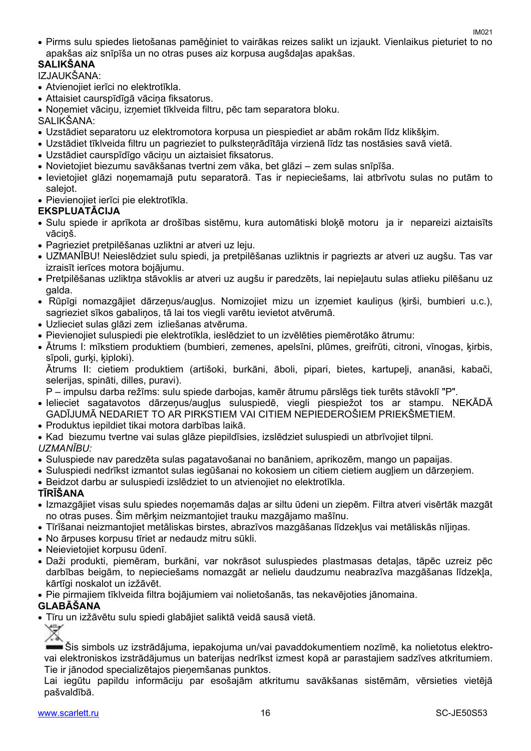- Pirms sulu spiedes lietošanas pamēģiniet to vairākas reizes salikt un izjaukt. Vienlaikus pieturiet to no apakšas aiz snīpīša un no otras puses aiz korpusa augšdaļas apakšas.

**SALIKŠANA**

IZJAUKŠANA:

- Atvienojiet ierīci no elektrotīkla.
- Attaisiet caurspīdīgā vāciņa fiksatorus.
- Noņemiet vāciņu, izņemiet tīklveida filtru, pēc tam separatora bloku.

SALIKŠANA:

- Uzstādiet separatoru uz elektromotora korpusa un piespiediet ar abām rokām līdz klikšķim.
- Uzstādiet tīklveida filtru un pagrieziet to pulksteņrādītāja virzienā līdz tas nostāsies savā vietā.
- Uzstādiet caurspīdīgo vāciņu un aiztaisiet fiksatorus.
- Novietojiet biezumu savākšanas tvertni zem vāka, bet glāzi – zem sulas snīpīša.
- Ievietojiet glāzi noņemamajā putu separatorā. Tas ir nepieciešams, lai atbrīvotu sulas no putām to salejot.
- Pievienojiet ierīci pie elektrotīkla.

**EKSPLUATĀCIJA**

- Sulu spiede ir aprīkota ar drošības sistēmu, kura automātiski bloķē motoru ja ir nepareizi aiztaisīts vāciņš.
- Pagrieziet pretpilēšanas uzliktni ar atveri uz leju.
- UZMANĪBU! Neieslēdziet sulu spiedi, ja pretpilēšanas uzliktnis ir pagriezts ar atveri uz augšu. Tas var izraisīt ierīces motora bojājumu.
- Pretpilēšanas uzliktņa stāvoklis ar atveri uz augšu ir paredzēts, lai nepieļautu sulas atlieku pilēšanu uz galda.
- Rūpīgi nomazgājiet dārzeņus/augļus. Nomizojiet mizu un izņemiet kauliņus (ķirši, bumbieri u.c.), sagrieziet sīkos gabaliņos, tā lai tos viegli varētu ievietot atvērumā.
- Uzlieciet sulas glāzi zem izliešanas atvēruma.
- Pievienojiet suluspiedi pie elektrotīkla, ieslēdziet to un izvēlēties piemērotāko ātrumu:
- Ātrums I: mīkstiem produktiem (bumbieri, zemenes, apelsīni, plūmes, greifrūti, citroni, vīnogas, ķirbis, sīpoli, gurķi, ķiploki).
  
  Ātrums II: cietiem produktiem (artišoki, burkāni, āboli, pipari, bietes, kartupeļi, ananāsi, kabači, selerijas, spināti, dilles, puravi).
  
  P – impulsu darba režīms: sulu spiede darbojas, kamēr ātrumu pārslēgs tiek turēts stāvoklī "P".
- Ielieciet sagatavotos dārzeņus/augļus suluspiedē, viegli piespiežot tos ar stampu. NEKĀDĀ GADĪJUMĀ NEDARIET TO AR PIRKSTIEM VAI CITIEM NEPIEDEROŠIEM PRIEKŠMETIEM.
- Produktus iepildiet tikai motora darbības laikā.
- Kad biezumu tvertne vai sulas glāze piepildīsies, izslēdziet suluspiedi un atbrīvojiet tilpni.

*UZMANĪBU:*

- Suluspiede nav paredzēta sulas pagatavošanai no banāniem, aprikozēm, mango un papaijas.
- Suluspiedi nedrīkst izmantot sulas iegūšanai no kokosiem un citiem cietiem augļiem un dārzeņiem.
- Beidzot darbu ar suluspiedi izslēdziet to un atvienojiet no elektrotīkla.

**TĪRĪŠANA**

- Izmazgājiet visas sulu spiedes noņemamās daļas ar siltu ūdeni un ziepēm. Filtra atveri visērtāk mazgāt no otras puses. Šim mērķim neizmantojiet trauku mazgājamo mašīnu.
- Tīrīšanai neizmantojiet metāliskas birstes, abrazīvos mazgāšanas līdzekļus vai metāliskās nījiņas.
- No ārpuses korpusu tīriet ar nedaudz mitru sūkli.
- Neievietojiet korpusu ūdenī.
- Daži produkti, piemēram, burkāni, var nokrāsot suluspiedes plastmasas detaļas, tāpēc uzreiz pēc darbības beigām, to nepieciešams nomazgāt ar nelielu daudzumu neabrazīva mazgāšanas līdzekļa, kārtīgi noskalot un izžāvēt.
- Pie pirmajiem tīklveida filtra bojājumiem vai nolietošanās, tas nekavējoties jānomaina.

**GLABĀŠANA**

- Tīru un izžāvētu sulu spiedi glabājiet saliktā veidā sausā vietā.

Šis simbols uz izstrādājuma, iepakojuma un/vai pavaddokumentiem nozīmē, ka nolietotus elektro- vai elektroniskos izstrādājumus un baterijas nedrīkst izmest kopā ar parastajiem sadzīves atkritumiem. Tie ir jānodod specializētajos pieņemšanas punktos.

Lai iegūtu papildu informāciju par esošajām atkritumu savākšanas sistēmām, vērsieties vietējā pašvaldībā.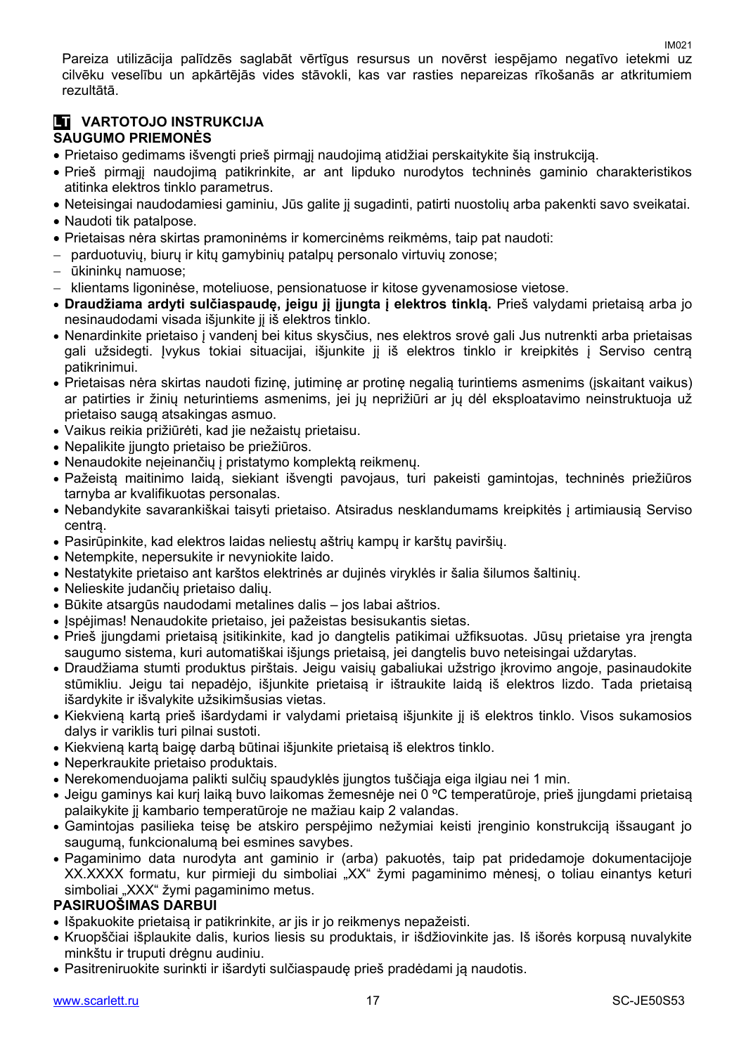Pareiza utilizācija palīdzēs saglabāt vērtīgus resursus un novērst iespējamo negatīvo ietekmi uz cilvēku veselību un apkārtējās vides stāvokli, kas var rasties nepareizas rīkošanās ar atkritumiem rezultātā.

## LT VARTOTOJO INSTRUKCIJA

### SAUGUMO PRIEMONĖS

- Prietaiso gedimams išvengti prieš pirmąjį naudojimą atidžiai perskaitykite šią instrukciją.
- Prieš pirmąjį naudojimą patikrinkite, ar ant lipduko nurodytos techninės gaminio charakteristikos atitinka elektros tinklo parametrus.
- Neteisingai naudodamiesi gaminiu, Jūs galite jį sugadinti, patirti nuostolių arba pakenkti savo sveikatai.
- Naudoti tik patalpose.
- Prietaisas nėra skirtas pramoninėms ir komercinėms reikmėms, taip pat naudoti:
  - parduotuvių, biurų ir kitų gamybinių patalpų personalo virtuvių zonose;
  - ūkininkų namuose;
  - klientams ligoninėse, moteliuose, pensionatuose ir kitose gyvenamosiose vietose.
- **Draudžiama ardyti sulčiaspaudę, jeigu ji įjungta į elektros tinklą.** Prieš valydami prietaisą arba jo nesinaudodami visada išjunkite jį iš elektros tinklo.
- Nenardinkite prietaiso į vandenį bei kitus skysčius, nes elektros srovė gali Jus nutrenkti arba prietaisas gali užsidegti. Įvykus tokiai situacijai, išjunkite jį iš elektros tinklo ir kreipkitės į Serviso centrą patikrinimui.
- Prietaisas nėra skirtas naudoti fizinę, jutiminę ar protinę negalią turintiems asmenims (įskaitant vaikus) ar patirties ir žinių neturintiems asmenims, jei jų neprižiūri ar jų dėl eksploatavimo neinstruktuoja už prietaiso saugą atsakingas asmuo.
- Vaikus reikia prižiūrėti, kad jie nežaistų prietaisu.
- Nepalikite įjungto prietaiso be priežiūros.
- Nenaudokite neįeinančių į pristatymo komplektą reikmenų.
- Pažeistą maitinimo laidą, siekiant išvengti pavojaus, turi pakeisti gamintojas, techninės priežiūros tarnyba ar kvalifikuotas personalas.
- Nebandykite savarankiškai taisyti prietaiso. Atsiradus nesklandumams kreipkitės į artimiausią Serviso centrą.
- Pasirūpinkite, kad elektros laidas neliestų aštrių kampų ir karštų paviršių.
- Netempkite, nepersukite ir nevyniokite laido.
- Nestatykite prietaiso ant karštos elektrinės ar dujinės viryklės ir šalia šilumos šaltinių.
- Nelieskite judančių prietaiso dalių.
- Būkite atsargūs naudodami metalines dalis – jos labai aštrios.
- Įspėjimas! Nenaudokite prietaiso, jei pažeistas besisukantis sietas.
- Prieš įjungdami prietaisą įsitikinkite, kad jo dangtelis patikimai užfiksuotas. Jūsų prietaise yra įrengta saugumo sistema, kuri automatiškai išjungs prietaisą, jei dangtelis buvo neteisingai uždarytas.
- Draudžiama stumti produktus pirštais. Jeigu vaisių gabaliukai užstrigo įkrovimo angoje, pasinaudokite stūmikliu. Jeigu tai nepadėjo, išjunkite prietaisą ir ištraukite laidą iš elektros lizdo. Tada prietaisą išardykite ir išvalykite užsikimšusias vietas.
- Kiekvieną kartą prieš išardydami ir valydami prietaisą išjunkite jį iš elektros tinklo. Visos sukamosios dalys ir variklis turi pilnai sustoti.
- Kiekvieną kartą baigę darbą būtinai išjunkite prietaisą iš elektros tinklo.
- Neperkraukite prietaiso produktais.
- Nerekomenduojama palikti sulčių spaudyklės įjungtos tuščiąja eiga ilgiau nei 1 min.
- Jeigu gaminys kai kurį laiką buvo laikomas žemesnėje nei 0 ºC temperatūroje, prieš įjungdami prietaisą palaikykite jį kambario temperatūroje ne mažiau kaip 2 valandas.
- Gamintojas pasilieka teisę be atskiro perspėjimo nežymiai keisti įrenginio konstrukciją išsaugant jo saugumą, funkcionalumą bei esmines savybes.
- Pagaminimo data nurodyta ant gaminio ir (arba) pakuotės, taip pat pridedamoje dokumentacijoje XX.XXXX formatu, kur pirmieji du simboliai „XX" žymi pagaminimo mėnesį, o toliau einantys keturi simboliai „XXX" žymi pagaminimo metus.

### PASIRUOŠIMAS DARBUI

- Išpakuokite prietaisą ir patikrinkite, ar jis ir jo reikmenys nepažeisti.
- Kruopščiai išplaukite dalis, kurios liesis su produktais, ir išdžiovinkite jas. Iš išorės korpusą nuvalykite minkštu ir truputi drėgnu audiniu.
- Pasitreniruokite surinkti ir išardyti sulčiaspaudę prieš pradėdami ją naudotis.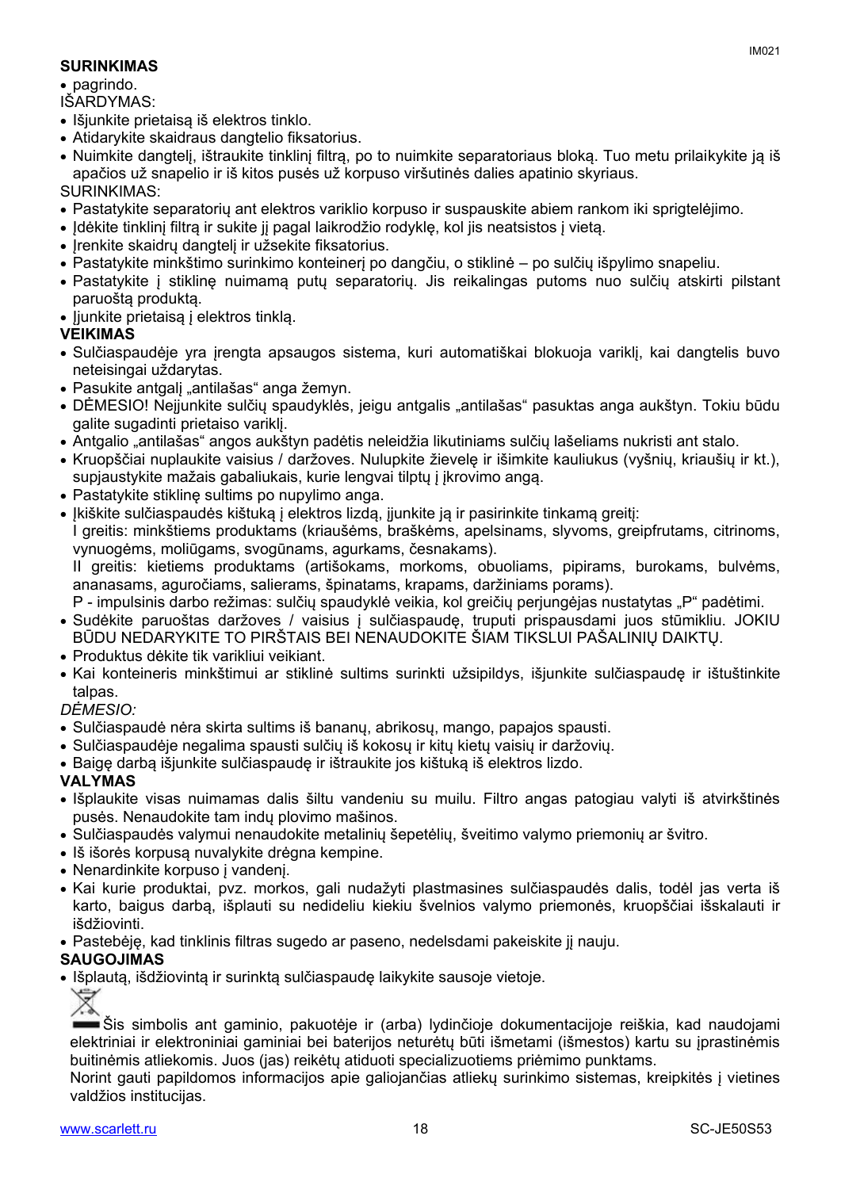**SURINKIMAS**

- pagrindo.

IŠARDYMAS:

- Išjunkite prietaisą iš elektros tinklo.
- Atidarykite skaidraus dangtelio fiksatorius.
- Nuimkite dangtelį, ištraukite tinklinį filtrą, po to nuimkite separatoriaus bloką. Tuo metu prilaikykite ją iš apačios už snapelio ir iš kitos pusės už korpuso viršutinės dalies apatinio skyriaus.

SURINKIMAS:

- Pastatykite separatorių ant elektros variklio korpuso ir suspauskite abiem rankom iki sprigtelėjimo.
- Įdėkite tinklinį filtrą ir sukite jį pagal laikrodžio rodyklę, kol jis neatsistos į vietą.
- Įrenkite skaidrų dangtelį ir užsekite fiksatorius.
- Pastatykite minkštimo surinkimo konteinerį po dangčiu, o stiklinė – po sulčių išpylimo snapeliu.
- Pastatykite į stiklinę nuimamą putų separatorių. Jis reikalingas putoms nuo sulčių atskirti pilstant paruoštą produktą.
- Įjunkite prietaisą į elektros tinklą.

**VEIKIMAS**

- Sulčiaspaudėje yra įrengta apsaugos sistema, kuri automatiškai blokuoja variklį, kai dangtelis buvo neteisingai uždarytas.
- Pasukite antgalį „antilašas“ anga žemyn.
- DĖMESIO! Neįjunkite sulčių spaudyklės, jeigu antgalis „antilašas“ pasuktas anga aukštyn. Tokiu būdu galite sugadinti prietaiso variklį.
- Antgalio „antilašas“ angos aukštyn padėtis neleidžia likutiniams sulčių lašeliams nukristi ant stalo.
- Kruopščiai nuplaukite vaisius / daržoves. Nulupkite žievelę ir išimkite kauliukus (vyšnių, kriaušių ir kt.), supjaustykite mažais gabaliukais, kurie lengvai tilptų į įkrovimo angą.
- Pastatykite stiklinę sultims po nupylimo anga.
- Įkiškite sulčiaspaudės kištuką į elektros lizdą, įjunkite ją ir pasirinkite tinkamą greitį:
  I greitis: minkštiems produktams (kriaušėms, braškėms, apelsinams, slyvoms, greipfrutams, citrinoms, vynuogėms, moliūgams, svogūnams, agurkams, česnakams).
  II greitis: kietiems produktams (artišokams, morkoms, obuoliams, pipirams, burokams, bulvėms, ananasams, aguročiams, salierams, špinatams, krapams, daržiniams porams).
  P - impulsinis darbo režimas: sulčių spaudyklė veikia, kol greičių perjungėjas nustatytas „P“ padėtimi.
- Sudėkite paruoštas daržoves / vaisius į sulčiaspaudę, truputi prispausdami juos stūmikliu. JOKIU BŪDU NEDARYKITE TO PIRŠTAIS BEI NENAUDOKITE ŠIAM TIKSLUI PAŠALINIŲ DAIKTŲ.
- Produktus dėkite tik varikliui veikiant.
- Kai konteineris minkštimui ar stiklinė sultims surinkti užsipildys, išjunkite sulčiaspaudę ir ištuštinkite talpas.

*DĖMESIO:*

- Sulčiaspaudė nėra skirta sultims iš bananų, abrikosų, mango, papajos spausti.
- Sulčiaspaudėje negalima spausti sulčių iš kokosų ir kitų kietų vaisių ir daržovių.
- Baigę darbą išjunkite sulčiaspaudę ir ištraukite jos kištuką iš elektros lizdo.

**VALYMAS**

- Išplaukite visas nuimamas dalis šiltu vandeniu su muilu. Filtro angas patogiau valyti iš atvirkštinės pusės. Nenaudokite tam indų plovimo mašinos.
- Sulčiaspaudės valymui nenaudokite metalinių šepetėlių, šveitimo valymo priemonių ar švitro.
- Iš išorės korpusą nuvalykite drėgna kempine.
- Nenardinkite korpuso į vandenį.
- Kai kurie produktai, pvz. morkos, gali nudažyti plastmasines sulčiaspaudės dalis, todėl jas verta iš karto, baigus darbą, išplauti su nedideliu kiekiu švelnios valymo priemonės, kruopščiai išskalauti ir išdžiovinti.
- Pastebėję, kad tinklinis filtras sugedo ar paseno, nedelsdami pakeiskite jį nauju.

**SAUGOJIMAS**

- Išplautą, išdžiovintą ir surinktą sulčiaspaudę laikykite sausoje vietoje.

Šis simbolis ant gaminio, pakuotėje ir (arba) lydinčioje dokumentacijoje reiškia, kad naudojami elektriniai ir elektroniniai gaminiai bei baterijos neturėtų būti išmetami (išmestos) kartu su įprastinėmis buitinėmis atliekomis. Juos (jas) reikėtų atiduoti specializuotiems priėmimo punktams.

Norint gauti papildomos informacijos apie galiojančias atliekų surinkimo sistemas, kreipkitės į vietines valdžios institucijas.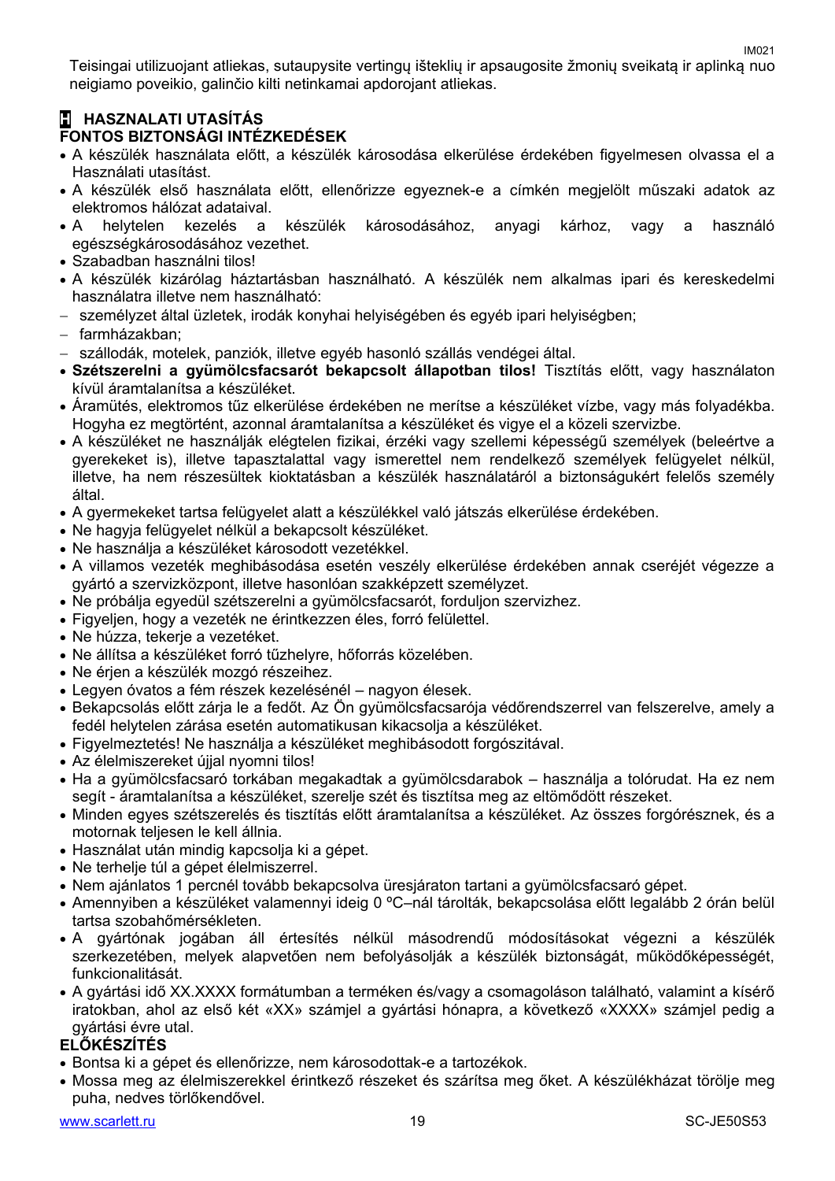Teisingai utilizuojant atliekas, sutaupysite vertingų išteklių ir apsaugosite žmonių sveikatą ir aplinką nuo neigiamo poveikio, galinčio kilti netinkamai apdorojant atliekas.

## H HASZNALATI UTASÍTÁS

### FONTOS BIZTONSÁGI INTÉZKEDÉSEK

- A készülék használata előtt, a készülék károsodása elkerülése érdekében figyelmesen olvassa el a Használati utasítást.
- A készülék első használata előtt, ellenőrizze egyeznek-e a címkén megjelölt műszaki adatok az elektromos hálózat adataival.
- A helytelen kezelés a készülék károsodásához, anyagi kárhoz, vagy a használó egészségkárosodásához vezethet.
- Szabadban használni tilos!
- A készülék kizárólag háztartásban használható. A készülék nem alkalmas ipari és kereskedelmi használatra illetve nem használható:
  - személyzet által üzletek, irodák konyhai helyiségében és egyéb ipari helyiségben;
  - farmházakban;
  - szállodák, motelek, panziók, illetve egyéb hasonló szállás vendégei által.
- **Szétszerelni a gyümölcsfacsarót bekapcsolt állapotban tilos!** Tisztítás előtt, vagy használaton kívül áramtalanítsa a készüléket.
- Áramütés, elektromos tűz elkerülése érdekében ne merítse a készüléket vízbe, vagy más folyadékba. Hogyha ez megtörtént, azonnal áramtalanítsa a készüléket és vigye el a közeli szervizbe.
- A készüléket ne használják elégtelen fizikai, érzéki vagy szellemi képességű személyek (beleértve a gyerekeket is), illetve tapasztalattal vagy ismerettel nem rendelkező személyek felügyelet nélkül, illetve, ha nem részesültek kioktatásban a készülék használatáról a biztonságukért felelős személy által.
- A gyermekeket tartsa felügyelet alatt a készülékkel való játszás elkerülése érdekében.
- Ne hagyja felügyelet nélkül a bekapcsolt készüléket.
- Ne használja a készüléket károsodott vezetékkel.
- A villamos vezeték meghibásodása esetén veszély elkerülése érdekében annak cseréjét végezze a gyártó a szervizközpont, illetve hasonlóan szakképzett személyzet.
- Ne próbálja egyedül szétszerelni a gyümölcsfacsarót, forduljon szervizhez.
- Figyeljen, hogy a vezeték ne érintkezzen éles, forró felülettel.
- Ne húzza, tekerje a vezetéket.
- Ne állítsa a készüléket forró tűzhelyre, hőforrás közelében.
- Ne érjen a készülék mozgó részeihez.
- Legyen óvatos a fém részek kezelésénél – nagyon élesek.
- Bekapcsolás előtt zárja le a fedőt. Az Ön gyümölcsfacsarója védőrendszerrel van felszerelve, amely a fedél helytelen zárása esetén automatikusan kikacsolja a készüléket.
- Figyelmeztetés! Ne használja a készüléket meghibásodott forgószitával.
- Az élelmiszereket újjal nyomni tilos!
- Ha a gyümölcsfacsaró torkában megakadtak a gyümölcsdarabok – használja a tolórudat. Ha ez nem segít - áramtalanítsa a készüléket, szerelje szét és tisztítsa meg az eltömődött részeket.
- Minden egyes szétszerelés és tisztítás előtt áramtalanítsa a készüléket. Az összes forgórésznek, és a motornak teljesen le kell állnia.
- Használat után mindig kapcsolja ki a gépet.
- Ne terhelje túl a gépet élelmiszerrel.
- Nem ajánlatos 1 percnél tovább bekapcsolva üresjáraton tartani a gyümölcsfacsaró gépet.
- Amennyiben a készüléket valamennyi ideig 0 ºC–nál tárolták, bekapcsolása előtt legalább 2 órán belül tartsa szobahőmérsékleten.
- A gyártónak jogában áll értesítés nélkül másodrendű módosításokat végezni a készülék szerkezetében, melyek alapvetően nem befolyásolják a készülék biztonságát, működőképességét, funkcionalitását.
- A gyártási idő XX.XXXX formátumban a terméken és/vagy a csomagoláson található, valamint a kísérő iratokban, ahol az első két «XX» számjel a gyártási hónapra, a következő «XXXX» számjel pedig a gyártási évre utal.

### ELŐKÉSZÍTÉS

- Bontsa ki a gépet és ellenőrizze, nem károsodottak-e a tartozékok.
- Mossa meg az élelmiszerekkel érintkező részeket és szárítsa meg őket. A készülékházat törölje meg puha, nedves törlőkendővel.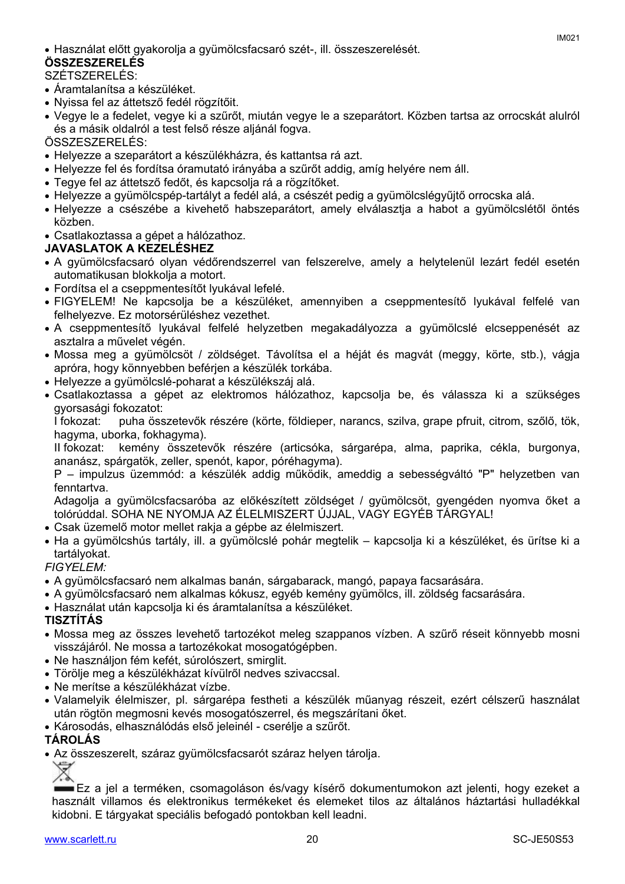- Használat előtt gyakorolja a gyümölcsfacsaró szét-, ill. összeszerelését.

**ÖSSZESZERELÉS**

SZÉTSZERELÉS:

- Áramtalanítsa a készüléket.
- Nyissa fel az áttetsző fedél rögzítőit.
- Vegye le a fedelet, vegye ki a szűrőt, miután vegye le a szeparátort. Közben tartsa az orrocskát alulról és a másik oldalról a test felső része aljánál fogva.

ÖSSZESZERELÉS:

- Helyezze a szeparátort a készülékházra, és kattantsa rá azt.
- Helyezze fel és fordítsa óramutató irányába a szűrőt addig, amíg helyére nem áll.
- Tegye fel az áttetsző fedőt, és kapcsolja rá a rögzítőket.
- Helyezze a gyümölcspép-tartályt a fedél alá, a csészét pedig a gyümölcslégyűjtő orrocska alá.
- Helyezze a csészébe a kivehető habszeparátort, amely elválasztja a habot a gyümölcslétől öntés közben.
- Csatlakoztassa a gépet a hálózathoz.

**JAVASLATOK A KEZELÉSHEZ**

- A gyümölcsfacsaró olyan védőrendszerrel van felszerelve, amely a helytelenül lezárt fedél esetén automatikusan blokkolja a motort.
- Fordítsa el a cseppmentesítőt lyukával lefelé.
- FIGYELEM! Ne kapcsolja be a készüléket, amennyiben a cseppmentesítő lyukával felfelé van felhelyezve. Ez motorsérüléshez vezethet.
- A cseppmentesítő lyukával felfelé helyzetben megakadályozza a gyümölcslé elcseppenését az asztalra a művelet végén.
- Mossa meg a gyümölcsöt / zöldséget. Távolítsa el a héját és magvát (meggy, körte, stb.), vágja apróra, hogy könnyebben beférjen a készülék torkába.
- Helyezze a gyümölcslé-poharat a készülékszáj alá.
- Csatlakoztassa a gépet az elektromos hálózathoz, kapcsolja be, és válassza ki a szükséges gyorsasági fokozatot:

  I fokozat: puha összetevők részére (körte, földieper, narancs, szilva, grape pfruit, citrom, szőlő, tök, hagyma, uborka, fokhagyma).

  II fokozat: kemény összetevők részére (articsóka, sárgarépa, alma, paprika, cékla, burgonya, ananász, spárgatök, zeller, spenót, kapor, póréhagyma).

  P – impulzus üzemmód: a készülék addig működik, ameddig a sebességváltó "P" helyzetben van fenntartva.

  Adagolja a gyümölcsfacsaróba az előkészített zöldséget / gyümölcsöt, gyengéden nyomva őket a tolórúddal. SOHA NE NYOMJA AZ ÉLELMISZERT ÚJJAL, VAGY EGYÉB TÁRGYAL!
- Csak üzemelő motor mellet rakja a gépbe az élelmiszert.
- Ha a gyümölcshús tartály, ill. a gyümölcslé pohár megtelik – kapcsolja ki a készüléket, és ürítse ki a tartályokat.

*FIGYELEM:*

- A gyümölcsfacsaró nem alkalmas banán, sárgabarack, mangó, papaya facsarására.
- A gyümölcsfacsaró nem alkalmas kókusz, egyéb kemény gyümölcs, ill. zöldség facsarására.
- Használat után kapcsolja ki és áramtalanítsa a készüléket.

**TISZTÍTÁS**

- Mossa meg az összes levehető tartozékot meleg szappanos vízben. A szűrő réseit könnyebb mosni visszájáról. Ne mossa a tartozékokat mosogatógépben.
- Ne használjon fém kefét, súrolószert, smirglit.
- Törölje meg a készülékházat kívülről nedves szivaccsal.
- Ne merítse a készülékházat vízbe.
- Valamelyik élelmiszer, pl. sárgarépa festheti a készülék műanyag részeit, ezért célszerű használat után rögtön megmosni kevés mosogatószerrel, és megszárítani őket.
- Károsodás, elhasználódás első jeleinél - cserélje a szűrőt.

**TÁROLÁS**

- Az összeszerelt, száraz gyümölcsfacsarót száraz helyen tárolja.

Ez a jel a terméken, csomagoláson és/vagy kísérő dokumentumokon azt jelenti, hogy ezeket a használt villamos és elektronikus termékeket és elemeket tilos az általános háztartási hulladékkal kidobni. E tárgyakat speciális befogadó pontokban kell leadni.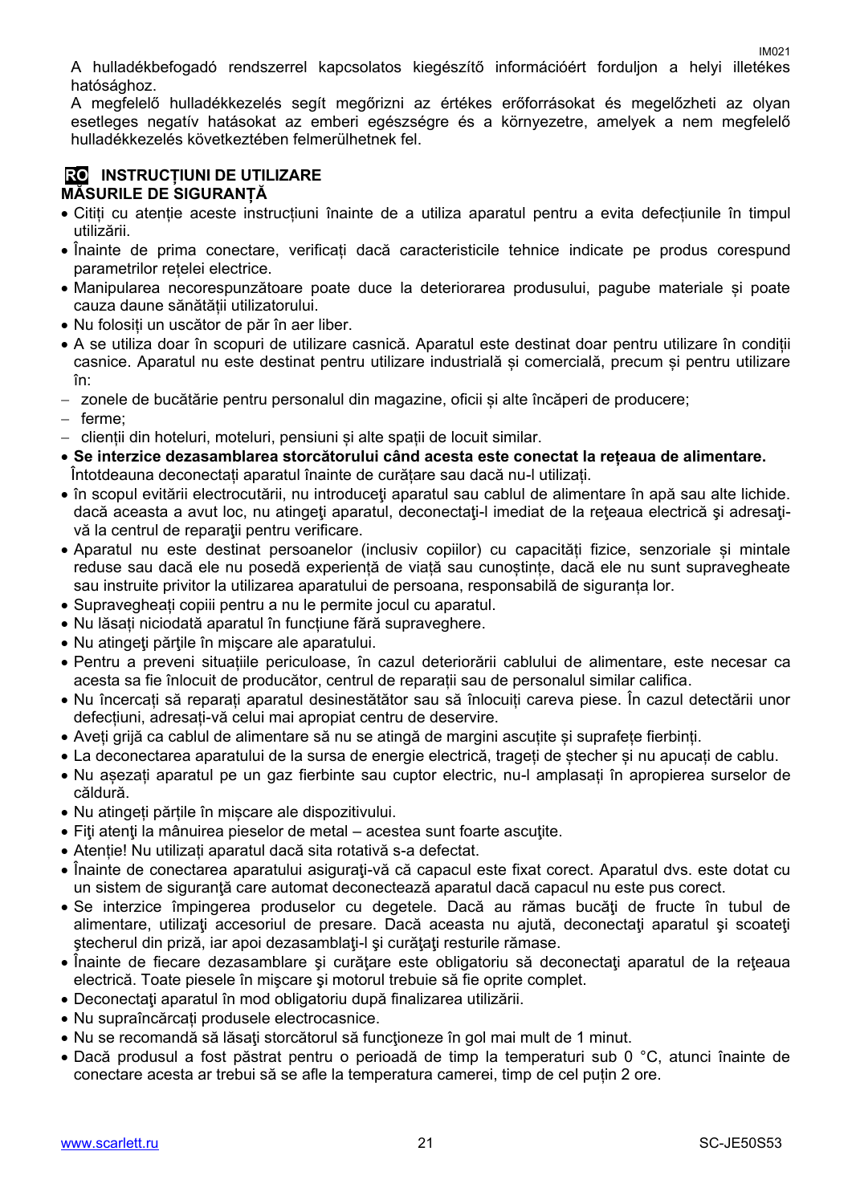A hulladékbefogadó rendszerrel kapcsolatos kiegészítő információért forduljon a helyi illetékes hatósághoz.

A megfelelő hulladékkezelés segít megőrizni az értékes erőforrásokat és megelőzheti az olyan esetleges negatív hatásokat az emberi egészségre és a környezetre, amelyek a nem megfelelő hulladékkezelés következtében felmerülhetnek fel.

## RO INSTRUCȚIUNI DE UTILIZARE

### MĂSURILE DE SIGURANȚĂ

- Citiți cu atenție aceste instrucțiuni înainte de a utiliza aparatul pentru a evita defecțiunile în timpul utilizării.
- Înainte de prima conectare, verificați dacă caracteristicile tehnice indicate pe produs corespund parametrilor rețelei electrice.
- Manipularea necorespunzătoare poate duce la deteriorarea produsului, pagube materiale și poate cauza daune sănătății utilizatorului.
- Nu folosiți un uscător de păr în aer liber.
- A se utiliza doar în scopuri de utilizare casnică. Aparatul este destinat doar pentru utilizare în condiții casnice. Aparatul nu este destinat pentru utilizare industrială și comercială, precum și pentru utilizare în:
  - zonele de bucătărie pentru personalul din magazine, oficii și alte încăperi de producere;
  - ferme;
  - clienții din hoteluri, moteluri, pensiuni și alte spații de locuit similar.
- **Se interzice dezasamblarea storcătorului când acesta este conectat la rețeaua de alimentare.** Întotdeauna deconectați aparatul înainte de curățare sau dacă nu-l utilizați.
- în scopul evitării electrocutării, nu introduceţi aparatul sau cablul de alimentare în apă sau alte lichide. dacă aceasta a avut loc, nu atingeţi aparatul, deconectaţi-l imediat de la reţeaua electrică şi adresaţi-vă la centrul de reparaţii pentru verificare.
- Aparatul nu este destinat persoanelor (inclusiv copiilor) cu capacități fizice, senzoriale și mintale reduse sau dacă ele nu posedă experiență de viață sau cunoștințe, dacă ele nu sunt supravegheate sau instruite privitor la utilizarea aparatului de persoana, responsabilă de siguranța lor.
- Supravegheați copiii pentru a nu le permite jocul cu aparatul.
- Nu lăsați niciodată aparatul în funcțiune fără supraveghere.
- Nu atingeţi părţile în mişcare ale aparatului.
- Pentru a preveni situațiile periculoase, în cazul deteriorării cablului de alimentare, este necesar ca acesta sa fie înlocuit de producător, centrul de reparații sau de personalul similar califica.
- Nu încercați să reparați aparatul desinestătător sau să înlocuiți careva piese. În cazul detectării unor defecțiuni, adresați-vă celui mai apropiat centru de deservire.
- Aveți grijă ca cablul de alimentare să nu se atingă de margini ascuțite și suprafețe fierbinți.
- La deconectarea aparatului de la sursa de energie electrică, trageți de ștecher și nu apucați de cablu.
- Nu așezați aparatul pe un gaz fierbinte sau cuptor electric, nu-l amplasați în apropierea surselor de căldură.
- Nu atingeți părțile în mișcare ale dispozitivului.
- Fiţi atenţi la mânuirea pieselor de metal – acestea sunt foarte ascuţite.
- Atenție! Nu utilizați aparatul dacă sita rotativă s-a defectat.
- Înainte de conectarea aparatului asiguraţi-vă că capacul este fixat corect. Aparatul dvs. este dotat cu un sistem de siguranţă care automat deconectează aparatul dacă capacul nu este pus corect.
- Se interzice împingerea produselor cu degetele. Dacă au rămas bucăţi de fructe în tubul de alimentare, utilizaţi accesoriul de presare. Dacă aceasta nu ajută, deconectaţi aparatul şi scoateţi ştecherul din priză, iar apoi dezasamblaţi-l şi curăţaţi resturile rămase.
- Înainte de fiecare dezasamblare şi curăţare este obligatoriu să deconectaţi aparatul de la reţeaua electrică. Toate piesele în mişcare şi motorul trebuie să fie oprite complet.
- Deconectaţi aparatul în mod obligatoriu după finalizarea utilizării.
- Nu supraîncărcați produsele electrocasnice.
- Nu se recomandă să lăsaţi storcătorul să funcţioneze în gol mai mult de 1 minut.
- Dacă produsul a fost păstrat pentru o perioadă de timp la temperaturi sub 0 °C, atunci înainte de conectare acesta ar trebui să se afle la temperatura camerei, timp de cel puțin 2 ore.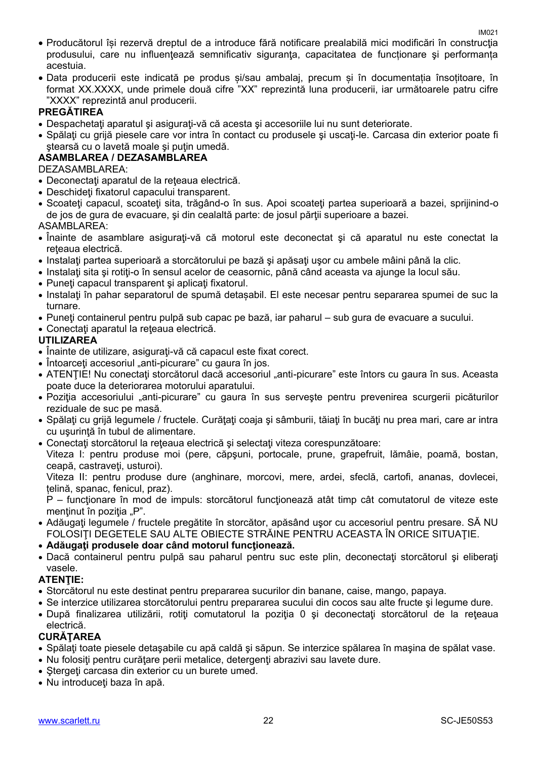- Producătorul își rezervă dreptul de a introduce fără notificare prealabilă mici modificări în construcţia produsului, care nu influenţează semnificativ siguranţa, capacitatea de funcționare şi performanța acestuia.
- Data producerii este indicată pe produs și/sau ambalaj, precum și în documentația însoțitoare, în format XX.XXXX, unde primele două cifre "XX" reprezintă luna producerii, iar următoarele patru cifre "XXXX" reprezintă anul producerii.

**PREGĂTIREA**

- Despachetaţi aparatul şi asiguraţi-vă că acesta şi accesoriile lui nu sunt deteriorate.
- Spălaţi cu grijă piesele care vor intra în contact cu produsele şi uscaţi-le. Carcasa din exterior poate fi ştearsă cu o lavetă moale şi puţin umedă.

**ASAMBLAREA / DEZASAMBLAREA**

DEZASAMBLAREA:

- Deconectaţi aparatul de la reţeaua electrică.
- Deschideţi fixatorul capacului transparent.
- Scoateţi capacul, scoateţi sita, trăgând-o în sus. Apoi scoateţi partea superioară a bazei, sprijinind-o de jos de gura de evacuare, şi din cealaltă parte: de josul părţii superioare a bazei.

ASAMBLAREA:

- Înainte de asamblare asiguraţi-vă că motorul este deconectat şi că aparatul nu este conectat la reţeaua electrică.
- Instalaţi partea superioară a storcătorului pe bază şi apăsaţi uşor cu ambele mâini până la clic.
- Instalaţi sita şi rotiţi-o în sensul acelor de ceasornic, până când aceasta va ajunge la locul său.
- Puneţi capacul transparent şi aplicaţi fixatorul.
- Instalaţi în pahar separatorul de spumă detașabil. El este necesar pentru separarea spumei de suc la turnare.
- Puneţi containerul pentru pulpă sub capac pe bază, iar paharul – sub gura de evacuare a sucului.
- Conectaţi aparatul la reţeaua electrică.

**UTILIZAREA**

- Înainte de utilizare, asiguraţi-vă că capacul este fixat corect.
- Întoarceţi accesoriul „anti-picurare" cu gaura în jos.
- ATENŢIE! Nu conectaţi storcătorul dacă accesoriul „anti-picurare" este întors cu gaura în sus. Aceasta poate duce la deteriorarea motorului aparatului.
- Poziţia accesoriului „anti-picurare" cu gaura în sus serveşte pentru prevenirea scurgerii picăturilor reziduale de suc pe masă.
- Spălaţi cu grijă legumele / fructele. Curăţaţi coaja şi sâmburii, tăiaţi în bucăţi nu prea mari, care ar intra cu uşurinţă în tubul de alimentare.
- Conectaţi storcătorul la reţeaua electrică şi selectaţi viteza corespunzătoare:
  Viteza I: pentru produse moi (pere, căpşuni, portocale, prune, grapefruit, lămâie, poamă, bostan, ceapă, castraveţi, usturoi).
  Viteza II: pentru produse dure (anghinare, morcovi, mere, ardei, sfeclă, cartofi, ananas, dovlecei, ţelină, spanac, fenicul, praz).
  P – funcţionare în mod de impuls: storcătorul funcţionează atât timp cât comutatorul de viteze este menţinut în poziţia „P".
- Adăugaţi legumele / fructele pregătite în storcător, apăsând uşor cu accesoriul pentru presare. SĂ NU FOLOSIŢI DEGETELE SAU ALTE OBIECTE STRĂINE PENTRU ACEASTA ÎN ORICE SITUAŢIE.
- **Adăugaţi produsele doar când motorul funcţionează.**
- Dacă containerul pentru pulpă sau paharul pentru suc este plin, deconectaţi storcătorul şi eliberaţi vasele.

**ATENŢIE:**

- Storcătorul nu este destinat pentru prepararea sucurilor din banane, caise, mango, papaya.
- Se interzice utilizarea storcătorului pentru prepararea sucului din cocos sau alte fructe şi legume dure.
- După finalizarea utilizării, rotiţi comutatorul la poziţia 0 şi deconectaţi storcătorul de la reţeaua electrică.

**CURĂŢAREA**

- Spălaţi toate piesele detaşabile cu apă caldă şi săpun. Se interzice spălarea în maşina de spălat vase.
- Nu folosiţi pentru curăţare perii metalice, detergenţi abrazivi sau lavete dure.
- Ştergeţi carcasa din exterior cu un burete umed.
- Nu introduceţi baza în apă.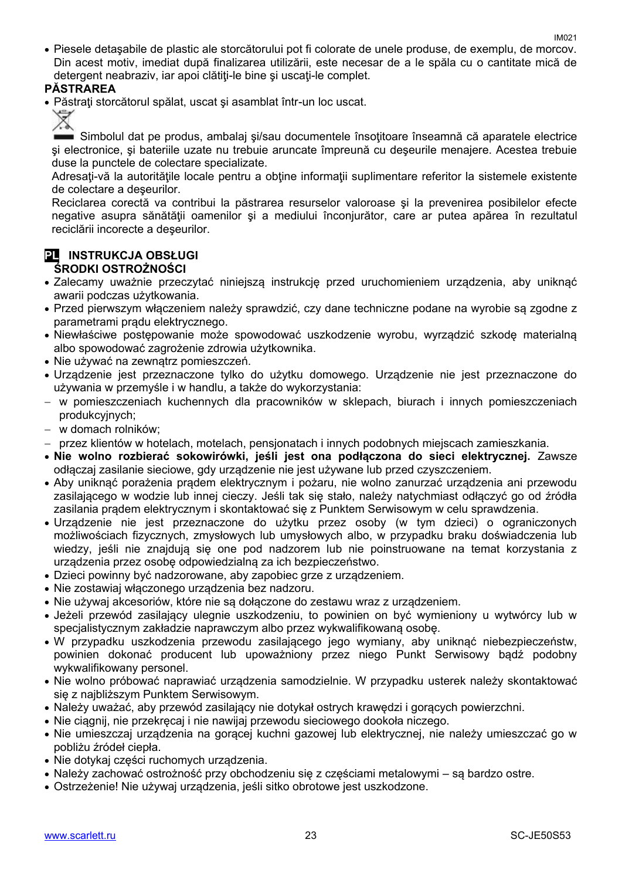- Piesele detaşabile de plastic ale storcătorului pot fi colorate de unele produse, de exemplu, de morcov. Din acest motiv, imediat după finalizarea utilizării, este necesar de a le spăla cu o cantitate mică de detergent neabraziv, iar apoi clătiţi-le bine şi uscaţi-le complet.

**PĂSTRAREA**

- Păstraţi storcătorul spălat, uscat şi asamblat într-un loc uscat.

Simbolul dat pe produs, ambalaj şi/sau documentele însoţitoare înseamnă că aparatele electrice şi electronice, şi bateriile uzate nu trebuie aruncate împreună cu deşeurile menajere. Acestea trebuie duse la punctele de colectare specializate.

Adresaţi-vă la autorităţile locale pentru a obţine informaţii suplimentare referitor la sistemele existente de colectare a deşeurilor.

Reciclarea corectă va contribui la păstrarea resurselor valoroase şi la prevenirea posibilelor efecte negative asupra sănătăţii oamenilor şi a mediului înconjurător, care ar putea apărea în rezultatul reciclării incorecte a deşeurilor.

## PL INSTRUKCJA OBSŁUGI

### ŚRODKI OSTROŻNOŚCI

- Zalecamy uważnie przeczytać niniejszą instrukcję przed uruchomieniem urządzenia, aby uniknąć awarii podczas użytkowania.
- Przed pierwszym włączeniem należy sprawdzić, czy dane techniczne podane na wyrobie są zgodne z parametrami prądu elektrycznego.
- Niewłaściwe postępowanie może spowodować uszkodzenie wyrobu, wyrządzić szkodę materialną albo spowodować zagrożenie zdrowia użytkownika.
- Nie używać na zewnątrz pomieszczeń.
- Urządzenie jest przeznaczone tylko do użytku domowego. Urządzenie nie jest przeznaczone do używania w przemyśle i w handlu, a także do wykorzystania:
  - w pomieszczeniach kuchennych dla pracowników w sklepach, biurach i innych pomieszczeniach produkcyjnych;
  - w domach rolników;
  - przez klientów w hotelach, motelach, pensjonatach i innych podobnych miejscach zamieszkania.
- **Nie wolno rozbierać sokowirówki, jeśli jest ona podłączona do sieci elektrycznej.** Zawsze odłączaj zasilanie sieciowe, gdy urządzenie nie jest używane lub przed czyszczeniem.
- Aby uniknąć porażenia prądem elektrycznym i pożaru, nie wolno zanurzać urządzenia ani przewodu zasilającego w wodzie lub innej cieczy. Jeśli tak się stało, należy natychmiast odłączyć go od źródła zasilania prądem elektrycznym i skontaktować się z Punktem Serwisowym w celu sprawdzenia.
- Urządzenie nie jest przeznaczone do użytku przez osoby (w tym dzieci) o ograniczonych możliwościach fizycznych, zmysłowych lub umysłowych albo, w przypadku braku doświadczenia lub wiedzy, jeśli nie znajdują się one pod nadzorem lub nie poinstruowane na temat korzystania z urządzenia przez osobę odpowiedzialną za ich bezpieczeństwo.
- Dzieci powinny być nadzorowane, aby zapobiec grze z urządzeniem.
- Nie zostawiaj włączonego urządzenia bez nadzoru.
- Nie używaj akcesoriów, które nie są dołączone do zestawu wraz z urządzeniem.
- Jeżeli przewód zasilający ulegnie uszkodzeniu, to powinien on być wymieniony u wytwórcy lub w specjalistycznym zakładzie naprawczym albo przez wykwalifikowaną osobę.
- W przypadku uszkodzenia przewodu zasilającego jego wymiany, aby uniknąć niebezpieczeństw, powinien dokonać producent lub upoważniony przez niego Punkt Serwisowy bądź podobny wykwalifikowany personel.
- Nie wolno próbować naprawiać urządzenia samodzielnie. W przypadku usterek należy skontaktować się z najbliższym Punktem Serwisowym.
- Należy uważać, aby przewód zasilający nie dotykał ostrych krawędzi i gorących powierzchni.
- Nie ciągnij, nie przekręcaj i nie nawijaj przewodu sieciowego dookoła niczego.
- Nie umieszczaj urządzenia na gorącej kuchni gazowej lub elektrycznej, nie należy umieszczać go w pobliżu źródeł ciepła.
- Nie dotykaj części ruchomych urządzenia.
- Należy zachować ostrożność przy obchodzeniu się z częściami metalowymi – są bardzo ostre.
- Ostrzeżenie! Nie używaj urządzenia, jeśli sitko obrotowe jest uszkodzone.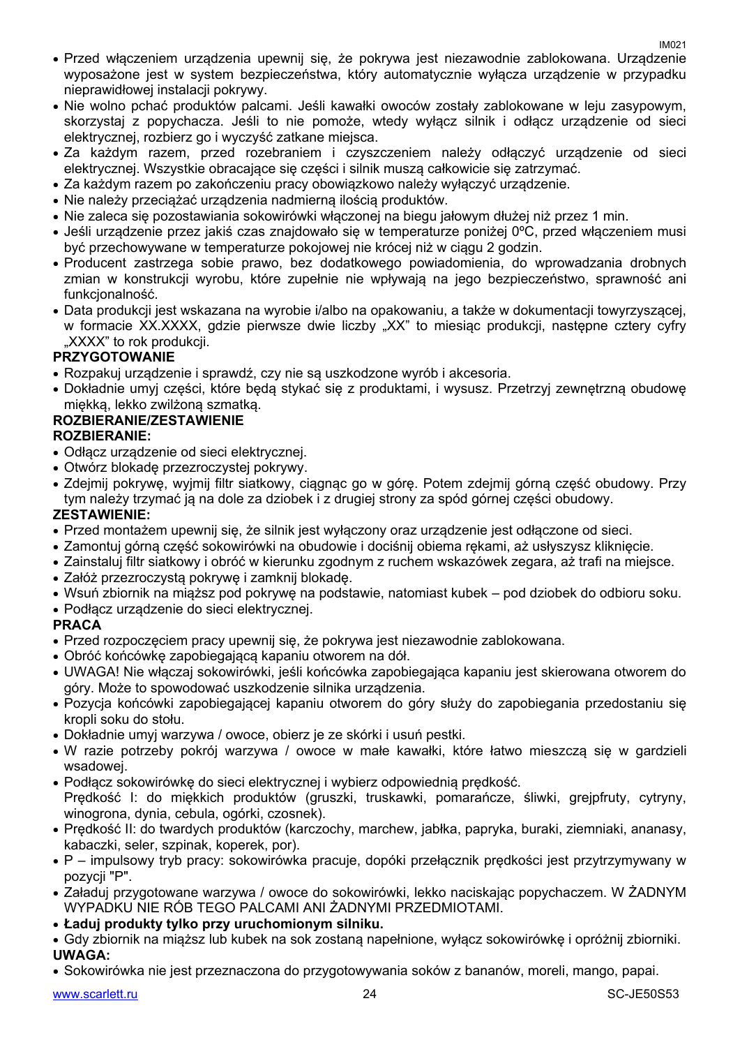- Przed włączeniem urządzenia upewnij się, że pokrywa jest niezawodnie zablokowana. Urządzenie wyposażone jest w system bezpieczeństwa, który automatycznie wyłącza urządzenie w przypadku nieprawidłowej instalacji pokrywy.
- Nie wolno pchać produktów palcami. Jeśli kawałki owoców zostały zablokowane w leju zasypowym, skorzystaj z popychacza. Jeśli to nie pomoże, wtedy wyłącz silnik i odłącz urządzenie od sieci elektrycznej, rozbierz go i wyczyść zatkane miejsca.
- Za każdym razem, przed rozebraniem i czyszczeniem należy odłączyć urządzenie od sieci elektrycznej. Wszystkie obracające się części i silnik muszą całkowicie się zatrzymać.
- Za każdym razem po zakończeniu pracy obowiązkowo należy wyłączyć urządzenie.
- Nie należy przeciążać urządzenia nadmierną ilością produktów.
- Nie zaleca się pozostawiania sokowirówki włączonej na biegu jałowym dłużej niż przez 1 min.
- Jeśli urządzenie przez jakiś czas znajdowało się w temperaturze poniżej 0ºC, przed włączeniem musi być przechowywane w temperaturze pokojowej nie krócej niż w ciągu 2 godzin.
- Producent zastrzega sobie prawo, bez dodatkowego powiadomienia, do wprowadzania drobnych zmian w konstrukcji wyrobu, które zupełnie nie wpływają na jego bezpieczeństwo, sprawność ani funkcjonalność.
- Data produkcji jest wskazana na wyrobie i/albo na opakowaniu, a także w dokumentacji towyrzyszącej, w formacie XX.XXXX, gdzie pierwsze dwie liczby „XX” to miesiąc produkcji, następne cztery cyfry „XXXX” to rok produkcji.

**PRZYGOTOWANIE**

- Rozpakuj urządzenie i sprawdź, czy nie są uszkodzone wyrób i akcesoria.
- Dokładnie umyj części, które będą stykać się z produktami, i wysusz. Przetrzyj zewnętrzną obudowę miękką, lekko zwilżoną szmatką.

**ROZBIERANIE/ZESTAWIENIE**

**ROZBIERANIE:**

- Odłącz urządzenie od sieci elektrycznej.
- Otwórz blokadę przezroczystej pokrywy.
- Zdejmij pokrywę, wyjmij filtr siatkowy, ciągnąc go w górę. Potem zdejmij górną część obudowy. Przy tym należy trzymać ją na dole za dziobek i z drugiej strony za spód górnej części obudowy.

**ZESTAWIENIE:**

- Przed montażem upewnij się, że silnik jest wyłączony oraz urządzenie jest odłączone od sieci.
- Zamontuj górną część sokowirówki na obudowie i dociśnij obiema rękami, aż usłyszysz kliknięcie.
- Zainstaluj filtr siatkowy i obróć w kierunku zgodnym z ruchem wskazówek zegara, aż trafi na miejsce.
- Załóż przezroczystą pokrywę i zamknij blokadę.
- Wsuń zbiornik na miąższ pod pokrywę na podstawie, natomiast kubek – pod dziobek do odbioru soku.
- Podłącz urządzenie do sieci elektrycznej.

**PRACA**

- Przed rozpoczęciem pracy upewnij się, że pokrywa jest niezawodnie zablokowana.
- Obróć końcówkę zapobiegającą kapaniu otworem na dół.
- UWAGA! Nie włączaj sokowirówki, jeśli końcówka zapobiegająca kapaniu jest skierowana otworem do góry. Może to spowodować uszkodzenie silnika urządzenia.
- Pozycja końcówki zapobiegającej kapaniu otworem do góry służy do zapobiegania przedostaniu się kropli soku do stołu.
- Dokładnie umyj warzywa / owoce, obierz je ze skórki i usuń pestki.
- W razie potrzeby pokrój warzywa / owoce w małe kawałki, które łatwo mieszczą się w gardzieli wsadowej.
- Podłącz sokowirówkę do sieci elektrycznej i wybierz odpowiednią prędkość.
  Prędkość I: do miękkich produktów (gruszki, truskawki, pomarańcze, śliwki, grejpfruty, cytryny, winogrona, dynia, cebula, ogórki, czosnek).
- Prędkość II: do twardych produktów (karczochy, marchew, jabłka, papryka, buraki, ziemniaki, ananasy, kabaczki, seler, szpinak, koperek, por).
- P – impulsowy tryb pracy: sokowirówka pracuje, dopóki przełącznik prędkości jest przytrzymywany w pozycji "P".
- Załaduj przygotowane warzywa / owoce do sokowirówki, lekko naciskając popychaczem. W ŻADNYM WYPADKU NIE RÓB TEGO PALCAMI ANI ŻADNYMI PRZEDMIOTAMI.
- **Ładuj produkty tylko przy uruchomionym silniku.**
- Gdy zbiornik na miąższ lub kubek na sok zostaną napełnione, wyłącz sokowirówkę i opróżnij zbiorniki.

**UWAGA:**

- Sokowirówka nie jest przeznaczona do przygotowywania soków z bananów, moreli, mango, papai.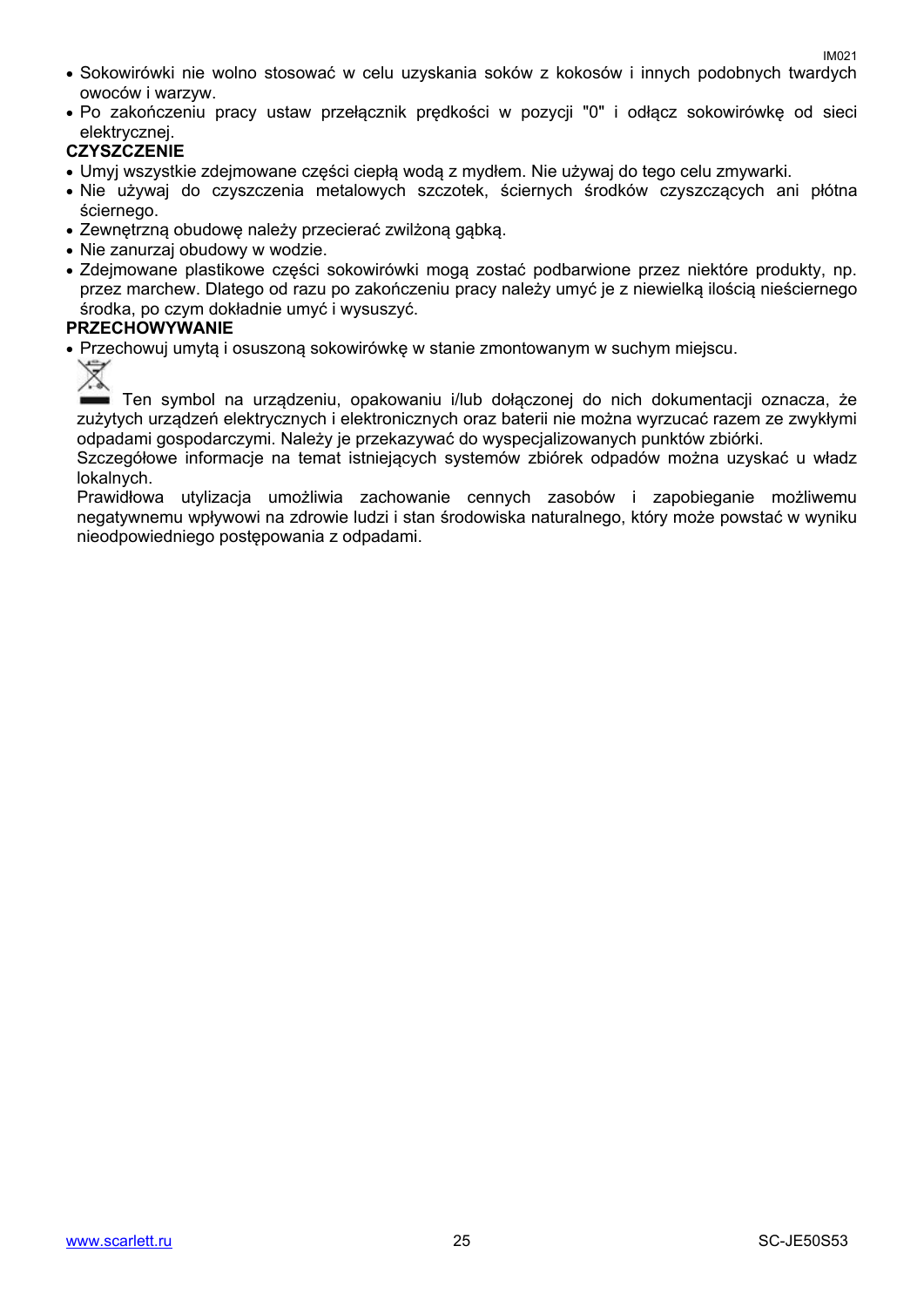- Sokowirówki nie wolno stosować w celu uzyskania soków z kokosów i innych podobnych twardych owoców i warzyw.
- Po zakończeniu pracy ustaw przełącznik prędkości w pozycji "0" i odłącz sokowirówkę od sieci elektrycznej.

**CZYSZCZENIE**

- Umyj wszystkie zdejmowane części ciepłą wodą z mydłem. Nie używaj do tego celu zmywarki.
- Nie używaj do czyszczenia metalowych szczotek, ściernych środków czyszczących ani płótna ściernego.
- Zewnętrzną obudowę należy przecierać zwilżoną gąbką.
- Nie zanurzaj obudowy w wodzie.
- Zdejmowane plastikowe części sokowirówki mogą zostać podbarwione przez niektóre produkty, np. przez marchew. Dlatego od razu po zakończeniu pracy należy umyć je z niewielką ilością nieściernego środka, po czym dokładnie umyć i wysuszyć.

**PRZECHOWYWANIE**

- Przechowuj umytą i osuszoną sokowirówkę w stanie zmontowanym w suchym miejscu.

Ten symbol na urządzeniu, opakowaniu i/lub dołączonej do nich dokumentacji oznacza, że zużytych urządzeń elektrycznych i elektronicznych oraz baterii nie można wyrzucać razem ze zwykłymi odpadami gospodarczymi. Należy je przekazywać do wyspecjalizowanych punktów zbiórki.

Szczegółowe informacje na temat istniejących systemów zbiórek odpadów można uzyskać u władz lokalnych.

Prawidłowa utylizacja umożliwia zachowanie cennych zasobów i zapobieganie możliwemu negatywnemu wpływowi na zdrowie ludzi i stan środowiska naturalnego, który może powstać w wyniku nieodpowiedniego postępowania z odpadami.